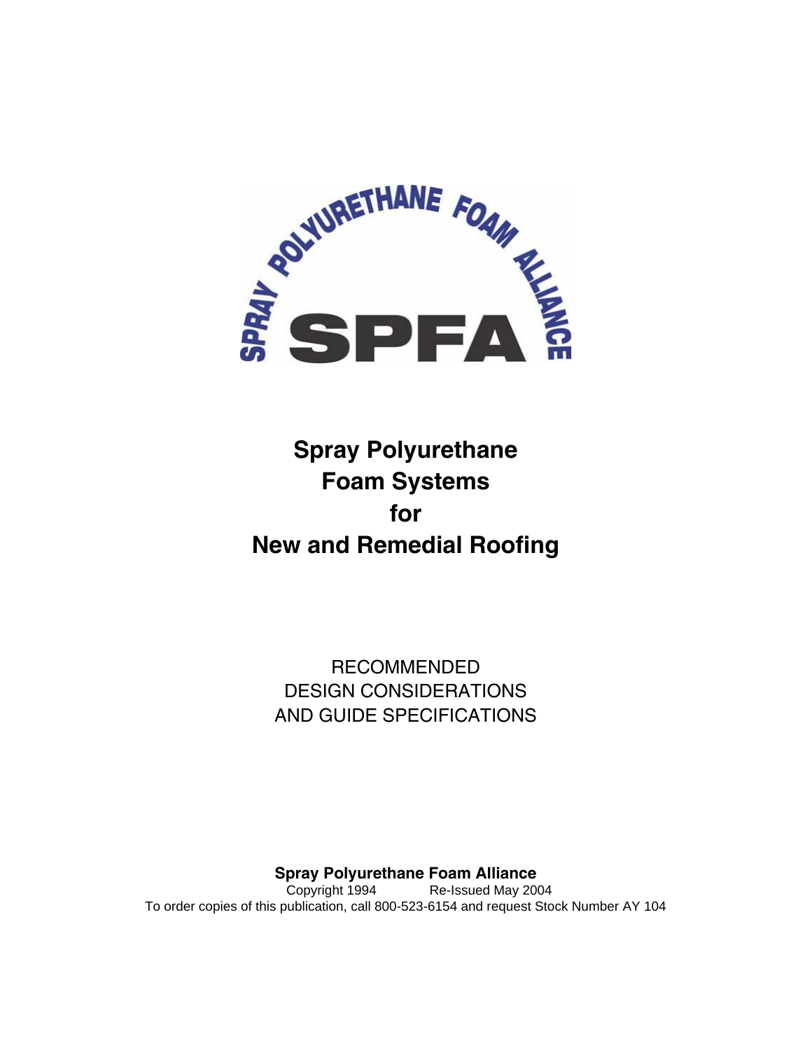SPRAY POLYURETHANE FOAM ALLIANCE

SPFA

# Spray Polyurethane Foam Systems for New and Remedial Roofing

RECOMMENDED
DESIGN CONSIDERATIONS
AND GUIDE SPECIFICATIONS

**Spray Polyurethane Foam Alliance**

Copyright 1994 Re-Issued May 2004

To order copies of this publication, call 800-523-6154 and request Stock Number AY 104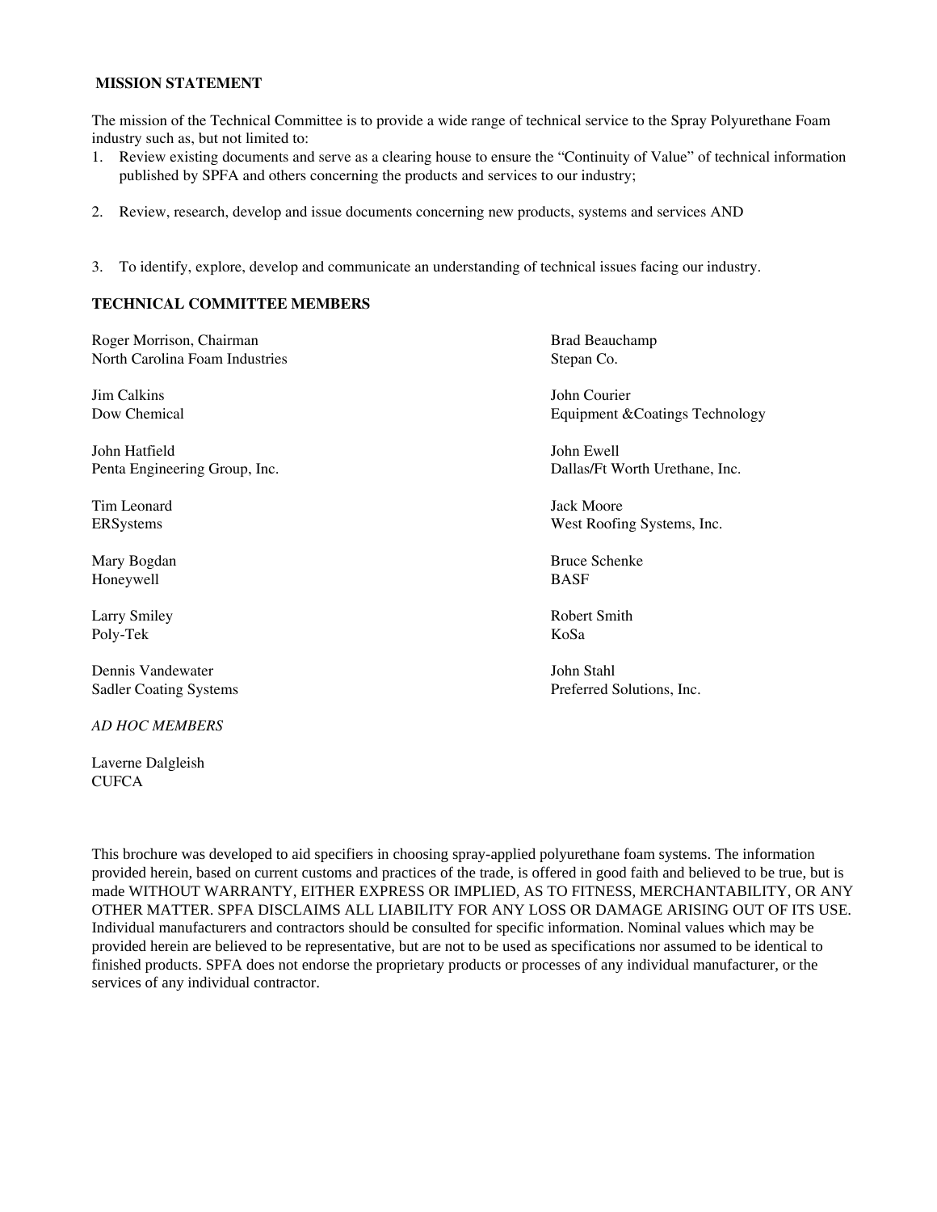## MISSION STATEMENT

The mission of the Technical Committee is to provide a wide range of technical service to the Spray Polyurethane Foam industry such as, but not limited to:

1. Review existing documents and serve as a clearing house to ensure the "Continuity of Value" of technical information published by SPFA and others concerning the products and services to our industry;
2. Review, research, develop and issue documents concerning new products, systems and services AND
3. To identify, explore, develop and communicate an understanding of technical issues facing our industry.

## TECHNICAL COMMITTEE MEMBERS

Roger Morrison, Chairman
North Carolina Foam Industries

Jim Calkins
Dow Chemical

John Hatfield
Penta Engineering Group, Inc.

Tim Leonard
ERSystems

Mary Bogdan
Honeywell

Larry Smiley
Poly-Tek

Dennis Vandewater
Sadler Coating Systems

Brad Beauchamp
Stepan Co.

John Courier
Equipment &Coatings Technology

John Ewell
Dallas/Ft Worth Urethane, Inc.

Jack Moore
West Roofing Systems, Inc.

Bruce Schenke
BASF

Robert Smith
KoSa

John Stahl
Preferred Solutions, Inc.

*AD HOC MEMBERS*

Laverne Dalgleish
CUFCA

This brochure was developed to aid specifiers in choosing spray-applied polyurethane foam systems. The information provided herein, based on current customs and practices of the trade, is offered in good faith and believed to be true, but is made WITHOUT WARRANTY, EITHER EXPRESS OR IMPLIED, AS TO FITNESS, MERCHANTABILITY, OR ANY OTHER MATTER. SPFA DISCLAIMS ALL LIABILITY FOR ANY LOSS OR DAMAGE ARISING OUT OF ITS USE. Individual manufacturers and contractors should be consulted for specific information. Nominal values which may be provided herein are believed to be representative, but are not to be used as specifications nor assumed to be identical to finished products. SPFA does not endorse the proprietary products or processes of any individual manufacturer, or the services of any individual contractor.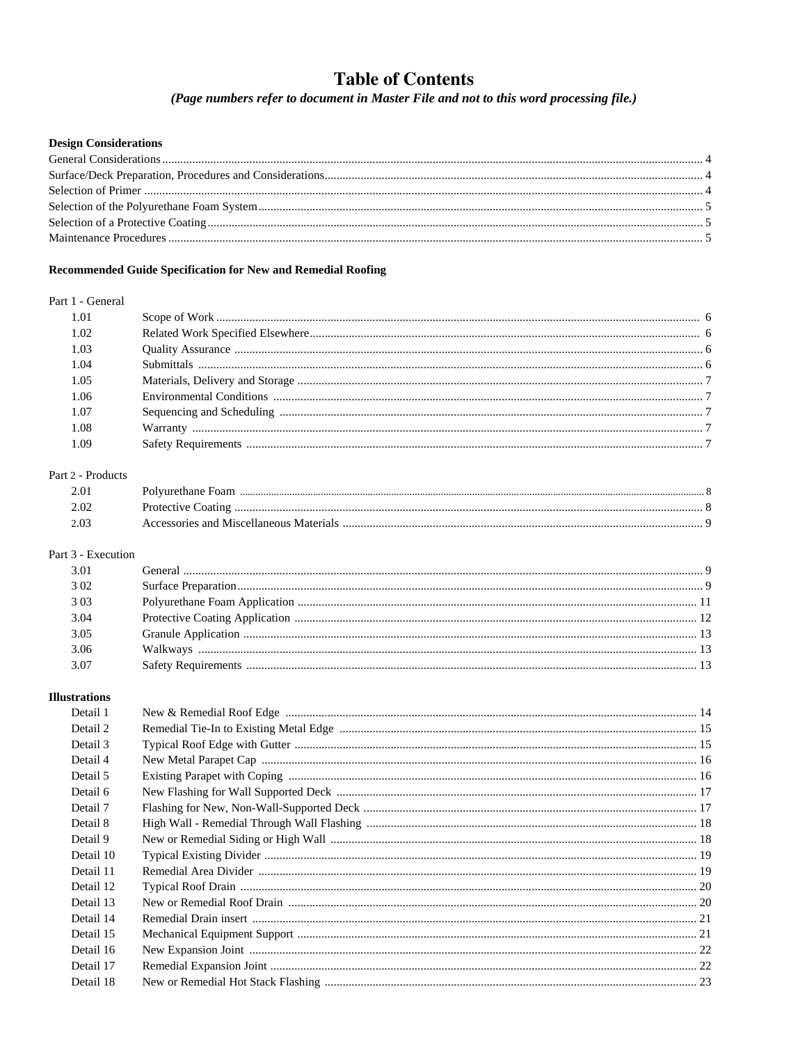# Table of Contents

*(Page numbers refer to document in Master File and not to this word processing file.)*

**Design Considerations**

General Considerations ..... 4
Surface/Deck Preparation, Procedures and Considerations ..... 4
Selection of Primer ..... 4
Selection of the Polyurethane Foam System ..... 5
Selection of a Protective Coating ..... 5
Maintenance Procedures ..... 5

**Recommended Guide Specification for New and Remedial Roofing**

Part 1 - General

| | | |
|---|---|---|
| 1.01 | Scope of Work | 6 |
| 1.02 | Related Work Specified Elsewhere | 6 |
| 1.03 | Quality Assurance | 6 |
| 1.04 | Submittals | 6 |
| 1.05 | Materials, Delivery and Storage | 7 |
| 1.06 | Environmental Conditions | 7 |
| 1.07 | Sequencing and Scheduling | 7 |
| 1.08 | Warranty | 7 |
| 1.09 | Safety Requirements | 7 |

Part 2 - Products

| | | |
|---|---|---|
| 2.01 | Polyurethane Foam | 8 |
| 2.02 | Protective Coating | 8 |
| 2.03 | Accessories and Miscellaneous Materials | 9 |

Part 3 - Execution

| | | |
|---|---|---|
| 3.01 | General | 9 |
| 3 02 | Surface Preparation | 9 |
| 3 03 | Polyurethane Foam Application | 11 |
| 3.04 | Protective Coating Application | 12 |
| 3.05 | Granule Application | 13 |
| 3.06 | Walkways | 13 |
| 3.07 | Safety Requirements | 13 |

**Illustrations**

| | | |
|---|---|---|
| Detail 1 | New & Remedial Roof Edge | 14 |
| Detail 2 | Remedial Tie-In to Existing Metal Edge | 15 |
| Detail 3 | Typical Roof Edge with Gutter | 15 |
| Detail 4 | New Metal Parapet Cap | 16 |
| Detail 5 | Existing Parapet with Coping | 16 |
| Detail 6 | New Flashing for Wall Supported Deck | 17 |
| Detail 7 | Flashing for New, Non-Wall-Supported Deck | 17 |
| Detail 8 | High Wall - Remedial Through Wall Flashing | 18 |
| Detail 9 | New or Remedial Siding or High Wall | 18 |
| Detail 10 | Typical Existing Divider | 19 |
| Detail 11 | Remedial Area Divider | 19 |
| Detail 12 | Typical Roof Drain | 20 |
| Detail 13 | New or Remedial Roof Drain | 20 |
| Detail 14 | Remedial Drain insert | 21 |
| Detail 15 | Mechanical Equipment Support | 21 |
| Detail 16 | New Expansion Joint | 22 |
| Detail 17 | Remedial Expansion Joint | 22 |
| Detail 18 | New or Remedial Hot Stack Flashing | 23 |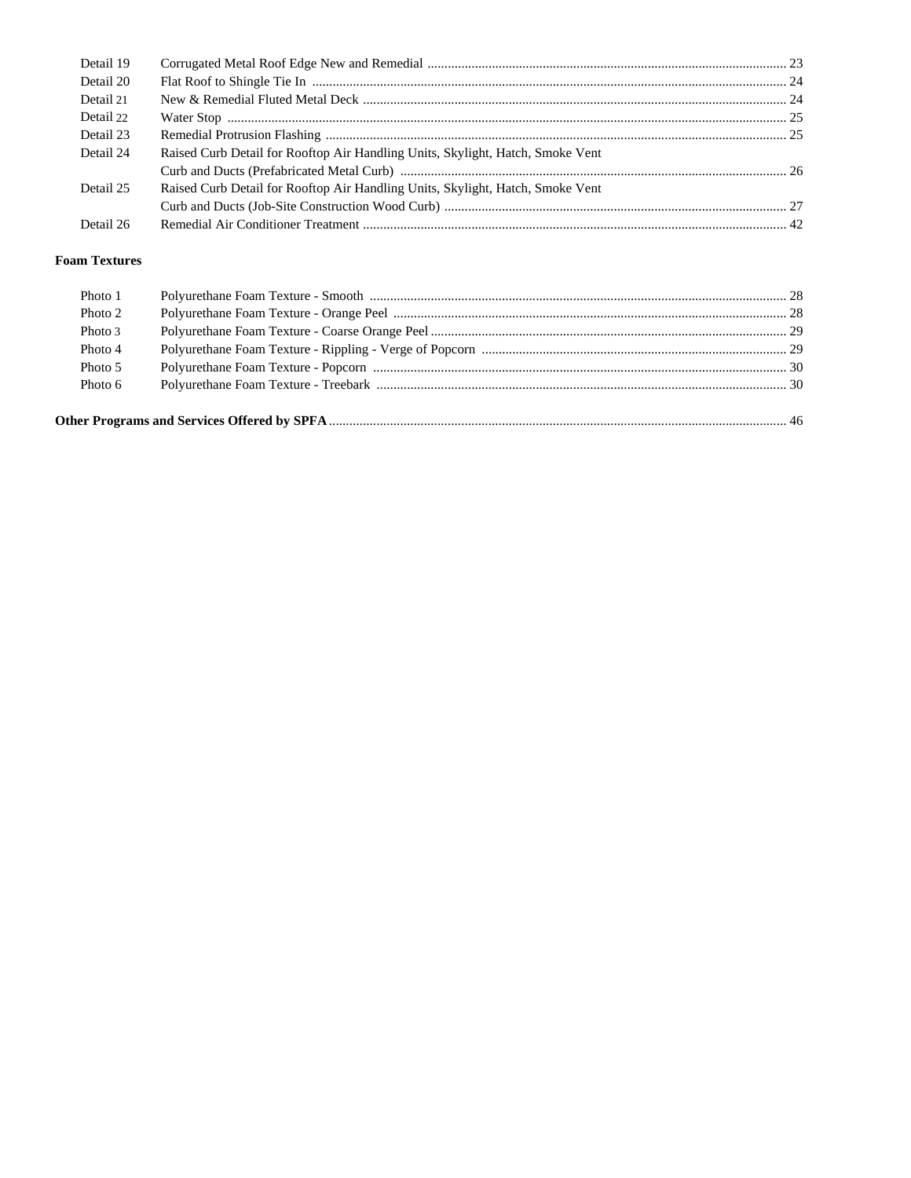| | | |
|---|---|---|
| Detail 19 | Corrugated Metal Roof Edge New and Remedial | 23 |
| Detail 20 | Flat Roof to Shingle Tie In | 24 |
| Detail 21 | New & Remedial Fluted Metal Deck | 24 |
| Detail 22 | Water Stop | 25 |
| Detail 23 | Remedial Protrusion Flashing | 25 |
| Detail 24 | Raised Curb Detail for Rooftop Air Handling Units, Skylight, Hatch, Smoke Vent Curb and Ducts (Prefabricated Metal Curb) | 26 |
| Detail 25 | Raised Curb Detail for Rooftop Air Handling Units, Skylight, Hatch, Smoke Vent Curb and Ducts (Job-Site Construction Wood Curb) | 27 |
| Detail 26 | Remedial Air Conditioner Treatment | 42 |

**Foam Textures**

| | | |
|---|---|---|
| Photo 1 | Polyurethane Foam Texture - Smooth | 28 |
| Photo 2 | Polyurethane Foam Texture - Orange Peel | 28 |
| Photo 3 | Polyurethane Foam Texture - Coarse Orange Peel | 29 |
| Photo 4 | Polyurethane Foam Texture - Rippling - Verge of Popcorn | 29 |
| Photo 5 | Polyurethane Foam Texture - Popcorn | 30 |
| Photo 6 | Polyurethane Foam Texture - Treebark | 30 |

**Other Programs and Services Offered by SPFA** .......... 46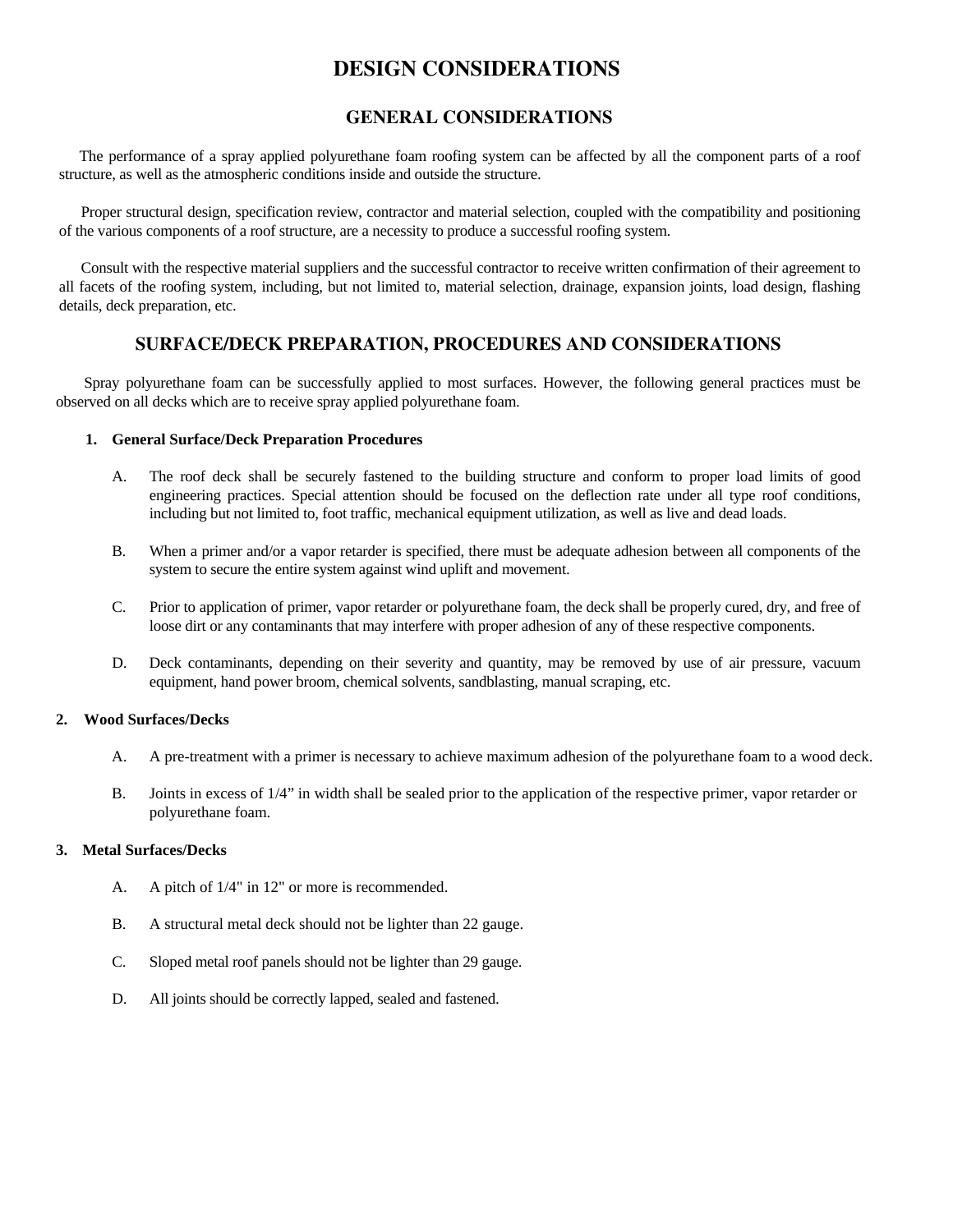# DESIGN CONSIDERATIONS

## GENERAL CONSIDERATIONS

The performance of a spray applied polyurethane foam roofing system can be affected by all the component parts of a roof structure, as well as the atmospheric conditions inside and outside the structure.

Proper structural design, specification review, contractor and material selection, coupled with the compatibility and positioning of the various components of a roof structure, are a necessity to produce a successful roofing system.

Consult with the respective material suppliers and the successful contractor to receive written confirmation of their agreement to all facets of the roofing system, including, but not limited to, material selection, drainage, expansion joints, load design, flashing details, deck preparation, etc.

## SURFACE/DECK PREPARATION, PROCEDURES AND CONSIDERATIONS

Spray polyurethane foam can be successfully applied to most surfaces. However, the following general practices must be observed on all decks which are to receive spray applied polyurethane foam.

**1. General Surface/Deck Preparation Procedures**

A. The roof deck shall be securely fastened to the building structure and conform to proper load limits of good engineering practices. Special attention should be focused on the deflection rate under all type roof conditions, including but not limited to, foot traffic, mechanical equipment utilization, as well as live and dead loads.

B. When a primer and/or a vapor retarder is specified, there must be adequate adhesion between all components of the system to secure the entire system against wind uplift and movement.

C. Prior to application of primer, vapor retarder or polyurethane foam, the deck shall be properly cured, dry, and free of loose dirt or any contaminants that may interfere with proper adhesion of any of these respective components.

D. Deck contaminants, depending on their severity and quantity, may be removed by use of air pressure, vacuum equipment, hand power broom, chemical solvents, sandblasting, manual scraping, etc.

**2. Wood Surfaces/Decks**

A. A pre-treatment with a primer is necessary to achieve maximum adhesion of the polyurethane foam to a wood deck.

B. Joints in excess of 1/4" in width shall be sealed prior to the application of the respective primer, vapor retarder or polyurethane foam.

**3. Metal Surfaces/Decks**

A. A pitch of 1/4" in 12" or more is recommended.

B. A structural metal deck should not be lighter than 22 gauge.

C. Sloped metal roof panels should not be lighter than 29 gauge.

D. All joints should be correctly lapped, sealed and fastened.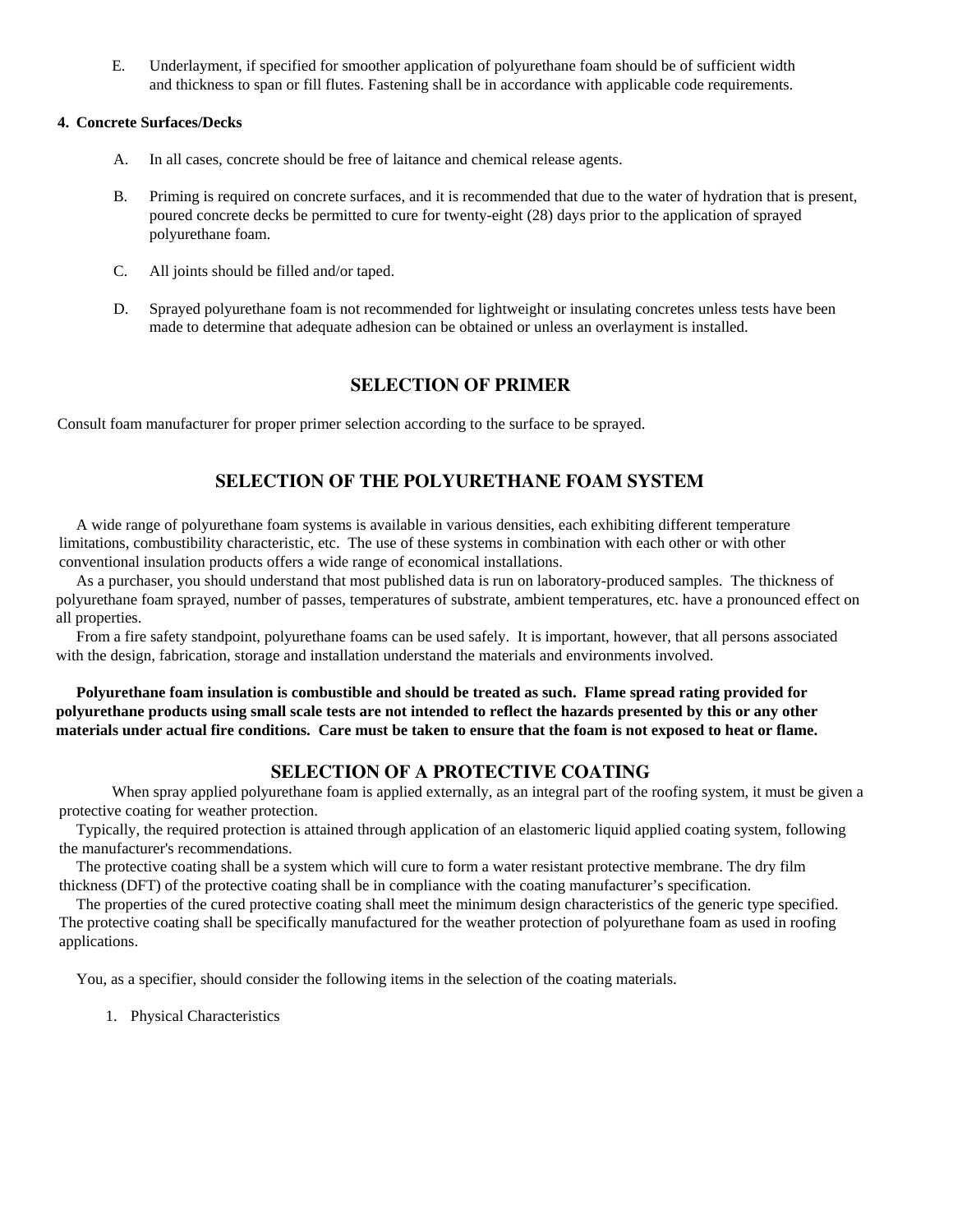E. Underlayment, if specified for smoother application of polyurethane foam should be of sufficient width and thickness to span or fill flutes. Fastening shall be in accordance with applicable code requirements.

**4. Concrete Surfaces/Decks**

A. In all cases, concrete should be free of laitance and chemical release agents.

B. Priming is required on concrete surfaces, and it is recommended that due to the water of hydration that is present, poured concrete decks be permitted to cure for twenty-eight (28) days prior to the application of sprayed polyurethane foam.

C. All joints should be filled and/or taped.

D. Sprayed polyurethane foam is not recommended for lightweight or insulating concretes unless tests have been made to determine that adequate adhesion can be obtained or unless an overlayment is installed.

## SELECTION OF PRIMER

Consult foam manufacturer for proper primer selection according to the surface to be sprayed.

## SELECTION OF THE POLYURETHANE FOAM SYSTEM

A wide range of polyurethane foam systems is available in various densities, each exhibiting different temperature limitations, combustibility characteristic, etc. The use of these systems in combination with each other or with other conventional insulation products offers a wide range of economical installations.

As a purchaser, you should understand that most published data is run on laboratory-produced samples. The thickness of polyurethane foam sprayed, number of passes, temperatures of substrate, ambient temperatures, etc. have a pronounced effect on all properties.

From a fire safety standpoint, polyurethane foams can be used safely. It is important, however, that all persons associated with the design, fabrication, storage and installation understand the materials and environments involved.

**Polyurethane foam insulation is combustible and should be treated as such. Flame spread rating provided for polyurethane products using small scale tests are not intended to reflect the hazards presented by this or any other materials under actual fire conditions. Care must be taken to ensure that the foam is not exposed to heat or flame.**

## SELECTION OF A PROTECTIVE COATING

When spray applied polyurethane foam is applied externally, as an integral part of the roofing system, it must be given a protective coating for weather protection.

Typically, the required protection is attained through application of an elastomeric liquid applied coating system, following the manufacturer's recommendations.

The protective coating shall be a system which will cure to form a water resistant protective membrane. The dry film thickness (DFT) of the protective coating shall be in compliance with the coating manufacturer's specification.

The properties of the cured protective coating shall meet the minimum design characteristics of the generic type specified. The protective coating shall be specifically manufactured for the weather protection of polyurethane foam as used in roofing applications.

You, as a specifier, should consider the following items in the selection of the coating materials.

1. Physical Characteristics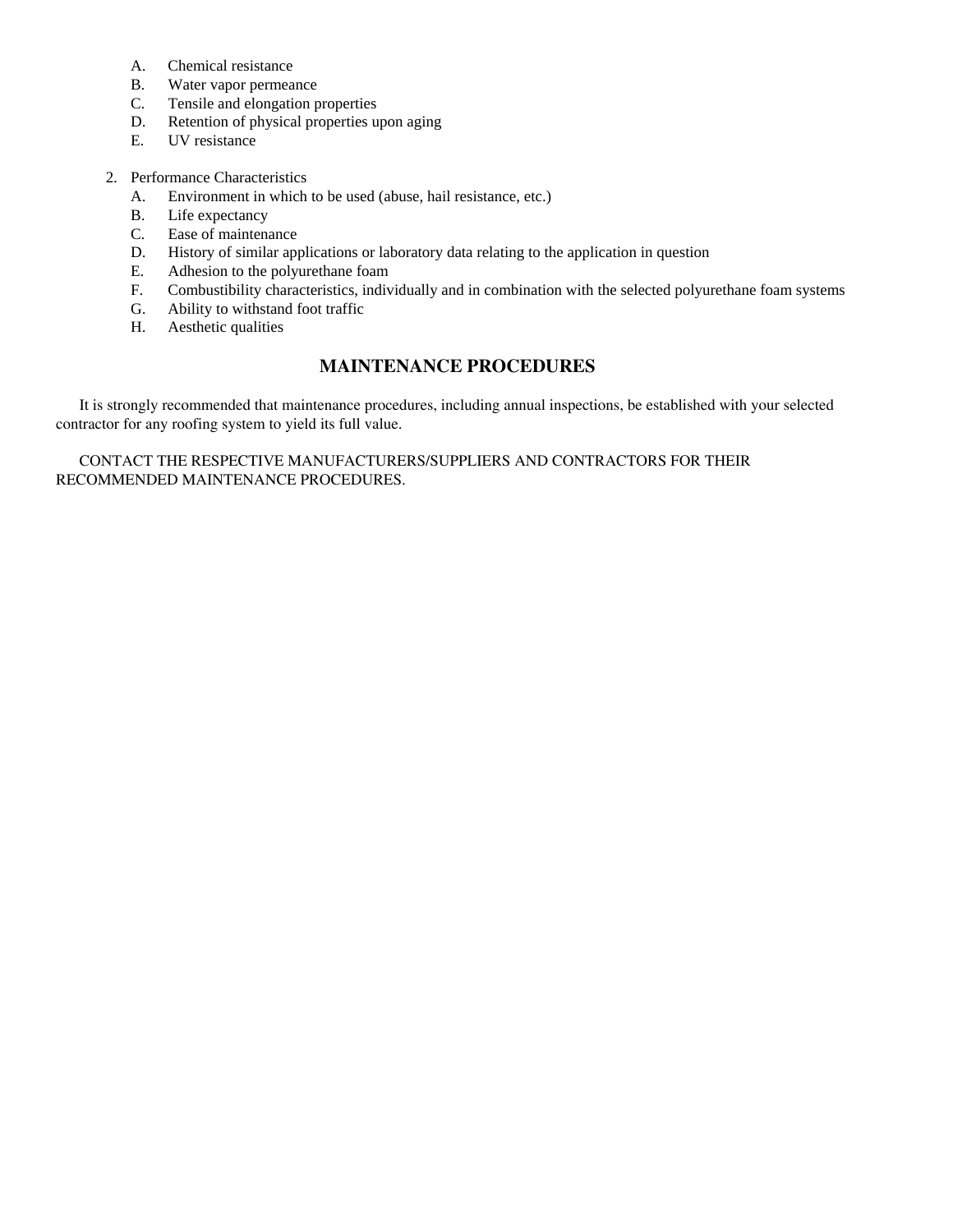A. Chemical resistance
B. Water vapor permeance
C. Tensile and elongation properties
D. Retention of physical properties upon aging
E. UV resistance

2. Performance Characteristics
   A. Environment in which to be used (abuse, hail resistance, etc.)
   B. Life expectancy
   C. Ease of maintenance
   D. History of similar applications or laboratory data relating to the application in question
   E. Adhesion to the polyurethane foam
   F. Combustibility characteristics, individually and in combination with the selected polyurethane foam systems
   G. Ability to withstand foot traffic
   H. Aesthetic qualities

## MAINTENANCE PROCEDURES

It is strongly recommended that maintenance procedures, including annual inspections, be established with your selected contractor for any roofing system to yield its full value.

CONTACT THE RESPECTIVE MANUFACTURERS/SUPPLIERS AND CONTRACTORS FOR THEIR RECOMMENDED MAINTENANCE PROCEDURES.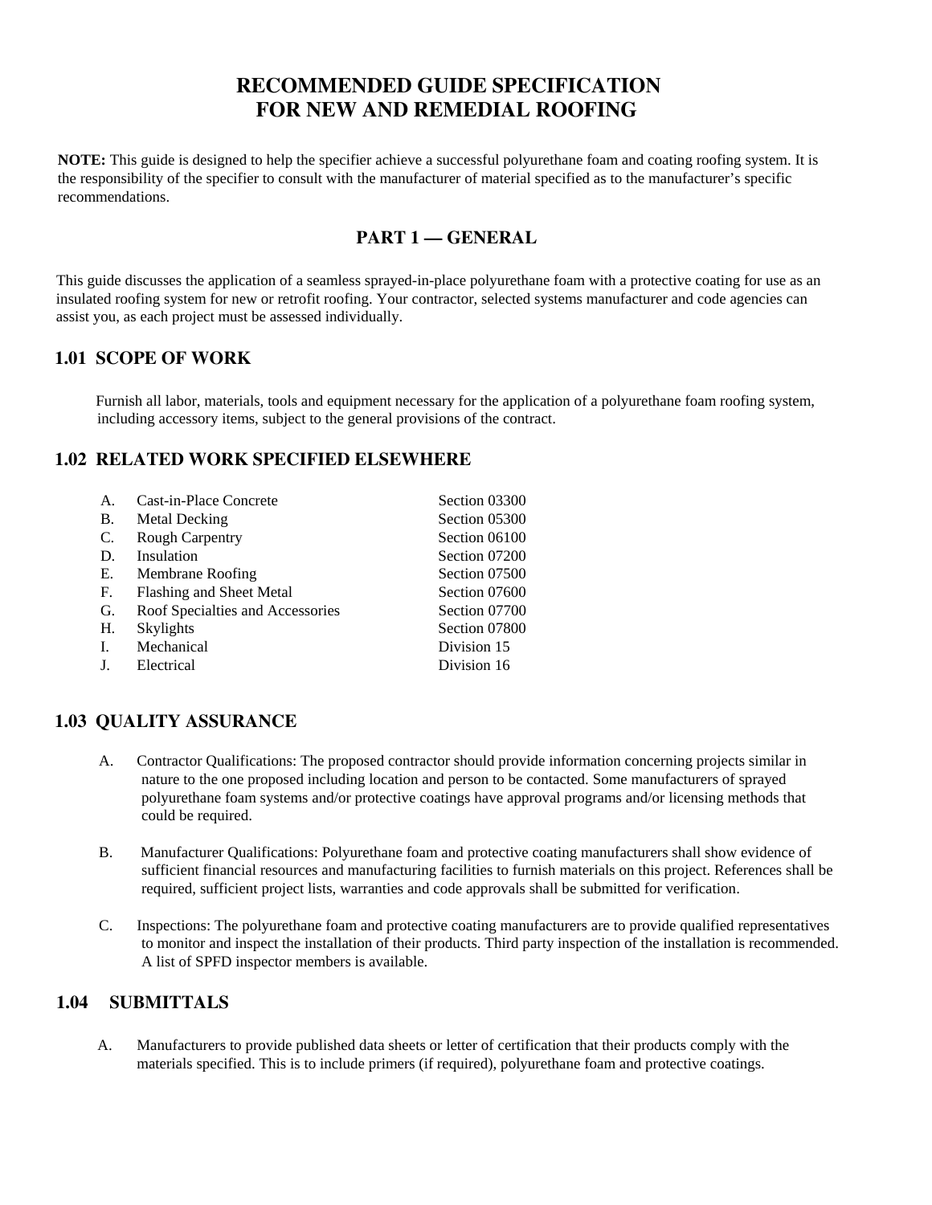# RECOMMENDED GUIDE SPECIFICATION FOR NEW AND REMEDIAL ROOFING

**NOTE:** This guide is designed to help the specifier achieve a successful polyurethane foam and coating roofing system. It is the responsibility of the specifier to consult with the manufacturer of material specified as to the manufacturer's specific recommendations.

## PART 1 — GENERAL

This guide discusses the application of a seamless sprayed-in-place polyurethane foam with a protective coating for use as an insulated roofing system for new or retrofit roofing. Your contractor, selected systems manufacturer and code agencies can assist you, as each project must be assessed individually.

### 1.01 SCOPE OF WORK

Furnish all labor, materials, tools and equipment necessary for the application of a polyurethane foam roofing system, including accessory items, subject to the general provisions of the contract.

### 1.02 RELATED WORK SPECIFIED ELSEWHERE

| | | |
|---|---|---|
| A. | Cast-in-Place Concrete | Section 03300 |
| B. | Metal Decking | Section 05300 |
| C. | Rough Carpentry | Section 06100 |
| D. | Insulation | Section 07200 |
| E. | Membrane Roofing | Section 07500 |
| F. | Flashing and Sheet Metal | Section 07600 |
| G. | Roof Specialties and Accessories | Section 07700 |
| H. | Skylights | Section 07800 |
| I. | Mechanical | Division 15 |
| J. | Electrical | Division 16 |

### 1.03 QUALITY ASSURANCE

A. Contractor Qualifications: The proposed contractor should provide information concerning projects similar in nature to the one proposed including location and person to be contacted. Some manufacturers of sprayed polyurethane foam systems and/or protective coatings have approval programs and/or licensing methods that could be required.

B. Manufacturer Qualifications: Polyurethane foam and protective coating manufacturers shall show evidence of sufficient financial resources and manufacturing facilities to furnish materials on this project. References shall be required, sufficient project lists, warranties and code approvals shall be submitted for verification.

C. Inspections: The polyurethane foam and protective coating manufacturers are to provide qualified representatives to monitor and inspect the installation of their products. Third party inspection of the installation is recommended. A list of SPFD inspector members is available.

### 1.04 SUBMITTALS

A. Manufacturers to provide published data sheets or letter of certification that their products comply with the materials specified. This is to include primers (if required), polyurethane foam and protective coatings.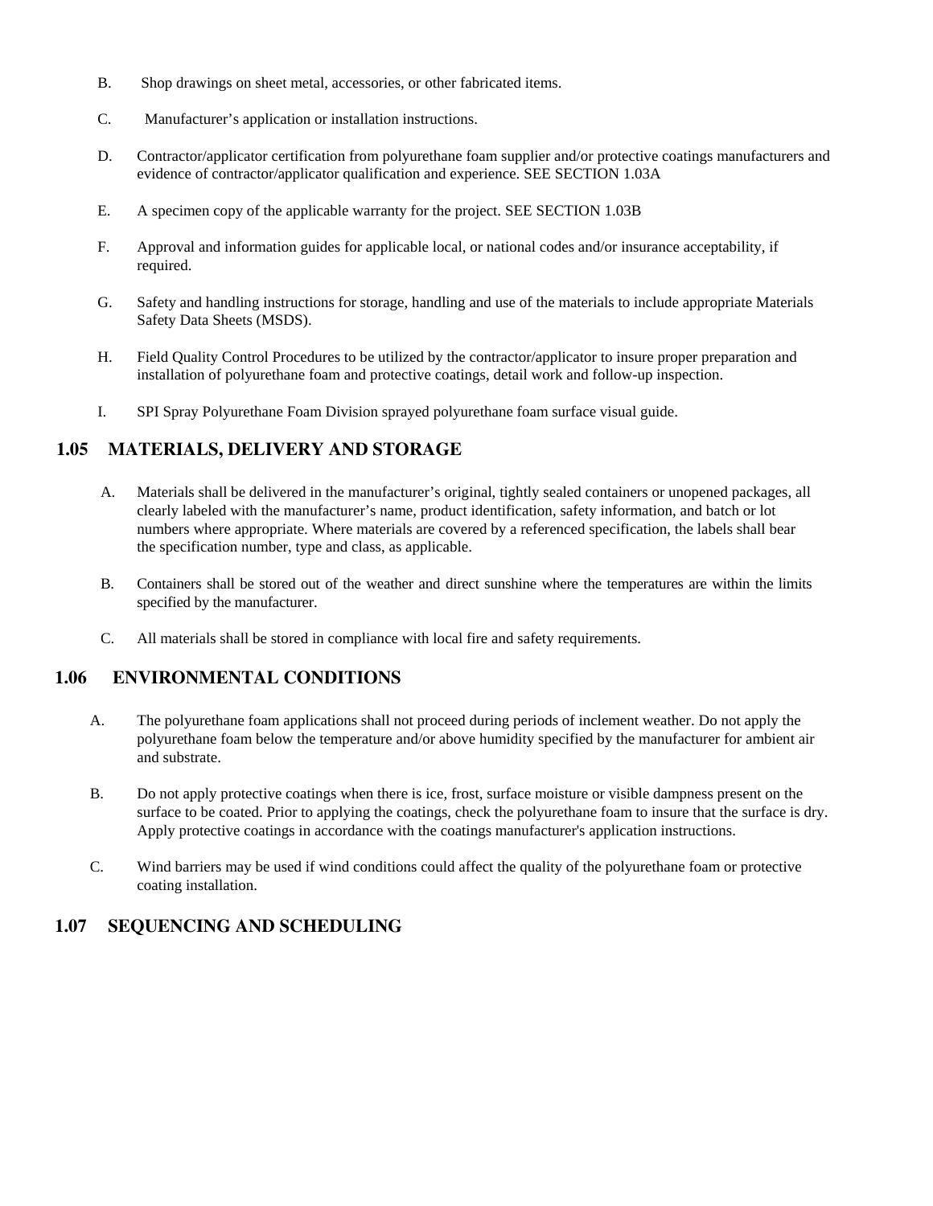B. Shop drawings on sheet metal, accessories, or other fabricated items.

C. Manufacturer's application or installation instructions.

D. Contractor/applicator certification from polyurethane foam supplier and/or protective coatings manufacturers and evidence of contractor/applicator qualification and experience. SEE SECTION 1.03A

E. A specimen copy of the applicable warranty for the project. SEE SECTION 1.03B

F. Approval and information guides for applicable local, or national codes and/or insurance acceptability, if required.

G. Safety and handling instructions for storage, handling and use of the materials to include appropriate Materials Safety Data Sheets (MSDS).

H. Field Quality Control Procedures to be utilized by the contractor/applicator to insure proper preparation and installation of polyurethane foam and protective coatings, detail work and follow-up inspection.

I. SPI Spray Polyurethane Foam Division sprayed polyurethane foam surface visual guide.

## 1.05 MATERIALS, DELIVERY AND STORAGE

A. Materials shall be delivered in the manufacturer's original, tightly sealed containers or unopened packages, all clearly labeled with the manufacturer's name, product identification, safety information, and batch or lot numbers where appropriate. Where materials are covered by a referenced specification, the labels shall bear the specification number, type and class, as applicable.

B. Containers shall be stored out of the weather and direct sunshine where the temperatures are within the limits specified by the manufacturer.

C. All materials shall be stored in compliance with local fire and safety requirements.

## 1.06 ENVIRONMENTAL CONDITIONS

A. The polyurethane foam applications shall not proceed during periods of inclement weather. Do not apply the polyurethane foam below the temperature and/or above humidity specified by the manufacturer for ambient air and substrate.

B. Do not apply protective coatings when there is ice, frost, surface moisture or visible dampness present on the surface to be coated. Prior to applying the coatings, check the polyurethane foam to insure that the surface is dry. Apply protective coatings in accordance with the coatings manufacturer's application instructions.

C. Wind barriers may be used if wind conditions could affect the quality of the polyurethane foam or protective coating installation.

## 1.07 SEQUENCING AND SCHEDULING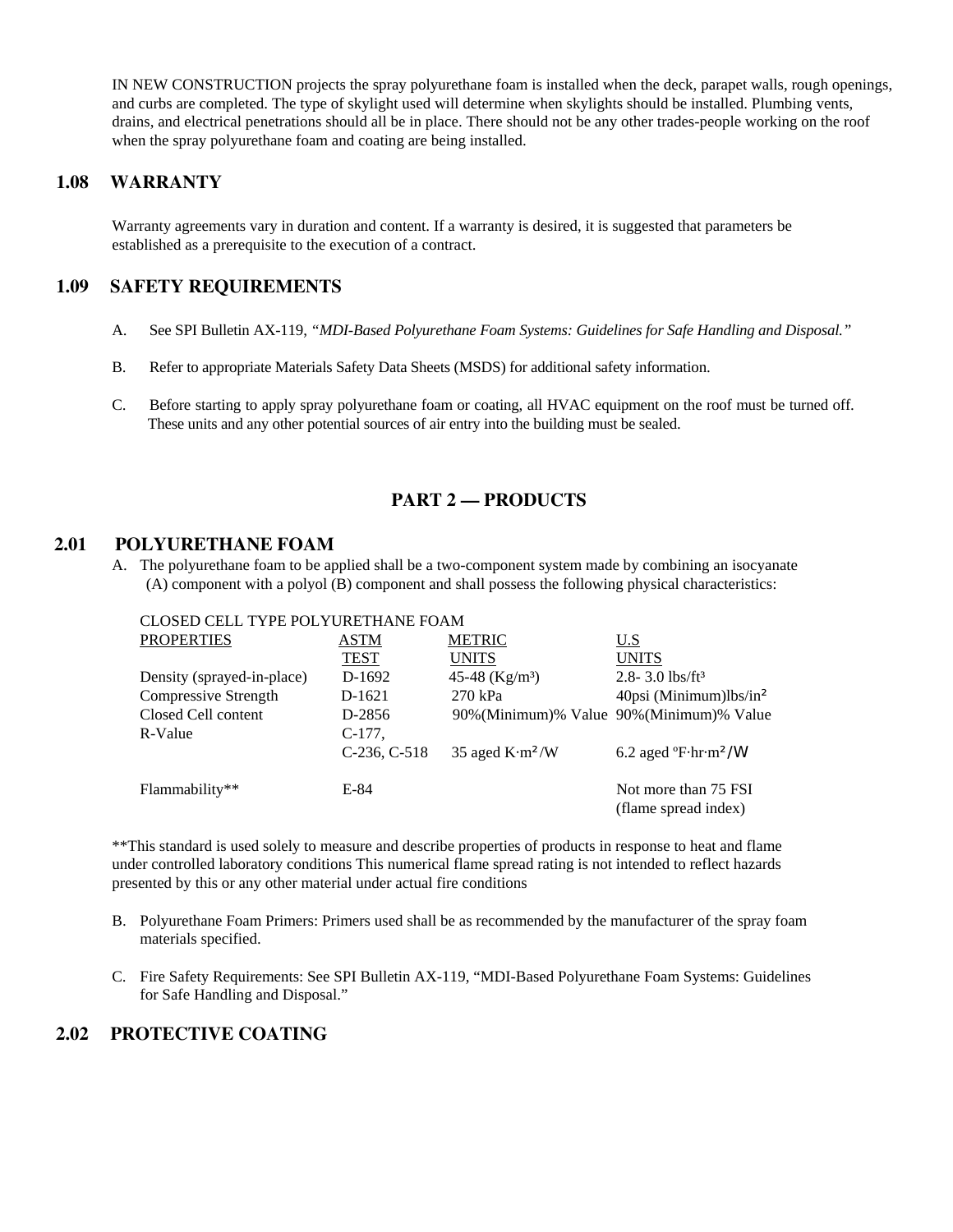IN NEW CONSTRUCTION projects the spray polyurethane foam is installed when the deck, parapet walls, rough openings, and curbs are completed. The type of skylight used will determine when skylights should be installed. Plumbing vents, drains, and electrical penetrations should all be in place. There should not be any other trades-people working on the roof when the spray polyurethane foam and coating are being installed.

## 1.08 WARRANTY

Warranty agreements vary in duration and content. If a warranty is desired, it is suggested that parameters be established as a prerequisite to the execution of a contract.

## 1.09 SAFETY REQUIREMENTS

A. See SPI Bulletin AX-119, *"MDI-Based Polyurethane Foam Systems: Guidelines for Safe Handling and Disposal."*

B. Refer to appropriate Materials Safety Data Sheets (MSDS) for additional safety information.

C. Before starting to apply spray polyurethane foam or coating, all HVAC equipment on the roof must be turned off. These units and any other potential sources of air entry into the building must be sealed.

# PART 2 — PRODUCTS

## 2.01 POLYURETHANE FOAM

A. The polyurethane foam to be applied shall be a two-component system made by combining an isocyanate (A) component with a polyol (B) component and shall possess the following physical characteristics:

CLOSED CELL TYPE POLYURETHANE FOAM

| PROPERTIES | ASTM TEST | METRIC UNITS | U.S UNITS |
|---|---|---|---|
| Density (sprayed-in-place) | D-1692 | 45-48 (Kg/m³) | 2.8- 3.0 lbs/ft³ |
| Compressive Strength | D-1621 | 270 kPa | 40psi (Minimum)lbs/in² |
| Closed Cell content | D-2856 | 90%(Minimum)% Value | 90%(Minimum)% Value |
| R-Value | C-177, C-236, C-518 | 35 aged K·m²/W | 6.2 aged ºF·hr·m²/W |
| Flammability** | E-84 | | Not more than 75 FSI (flame spread index) |

**This standard is used solely to measure and describe properties of products in response to heat and flame under controlled laboratory conditions This numerical flame spread rating is not intended to reflect hazards presented by this or any other material under actual fire conditions

B. Polyurethane Foam Primers: Primers used shall be as recommended by the manufacturer of the spray foam materials specified.

C. Fire Safety Requirements: See SPI Bulletin AX-119, "MDI-Based Polyurethane Foam Systems: Guidelines for Safe Handling and Disposal."

## 2.02 PROTECTIVE COATING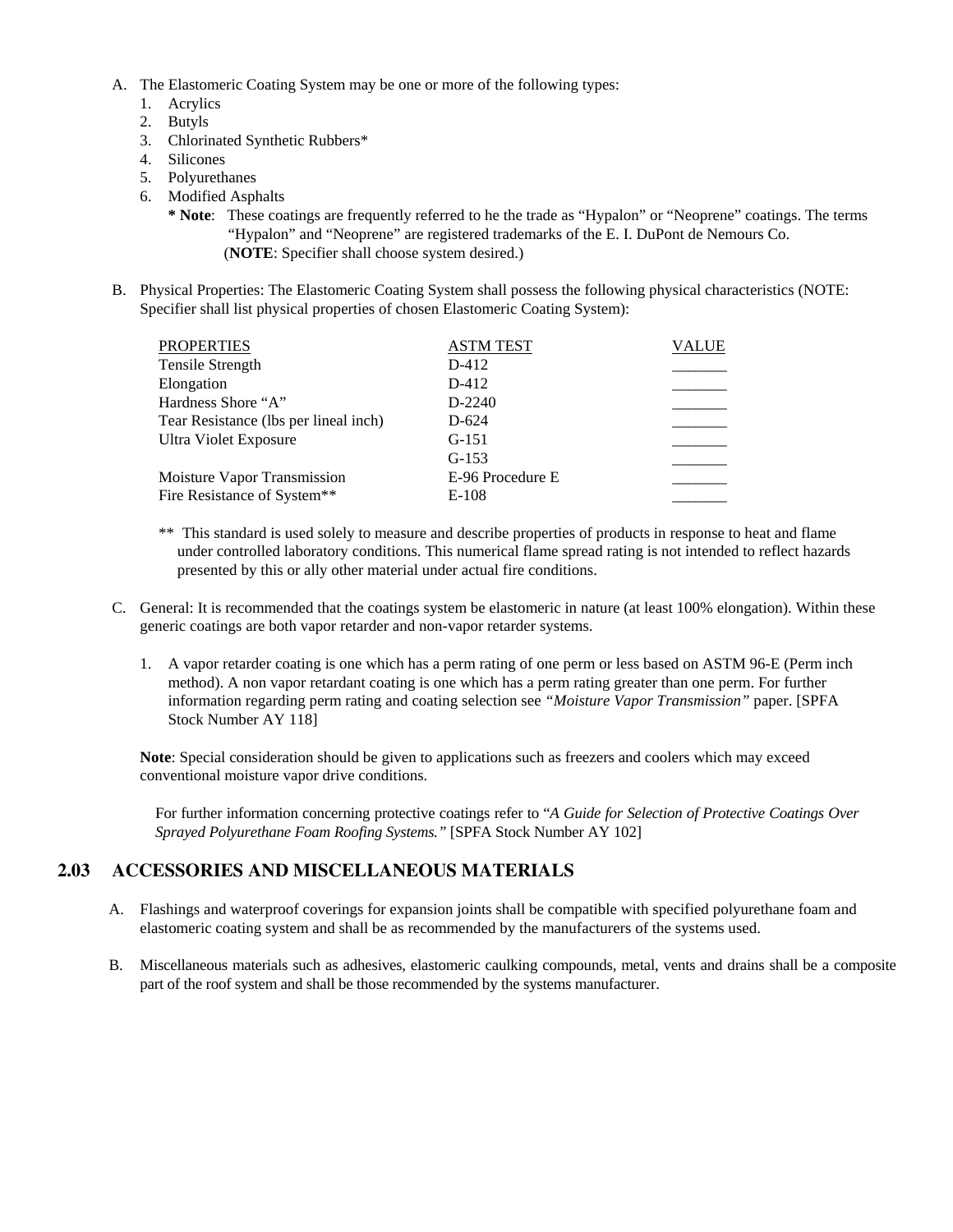A. The Elastomeric Coating System may be one or more of the following types:
   1. Acrylics
   2. Butyls
   3. Chlorinated Synthetic Rubbers*
   4. Silicones
   5. Polyurethanes
   6. Modified Asphalts

      **\* Note**: These coatings are frequently referred to he the trade as "Hypalon" or "Neoprene" coatings. The terms "Hypalon" and "Neoprene" are registered trademarks of the E. I. DuPont de Nemours Co.
      (**NOTE**: Specifier shall choose system desired.)

B. Physical Properties: The Elastomeric Coating System shall possess the following physical characteristics (NOTE: Specifier shall list physical properties of chosen Elastomeric Coating System):

| PROPERTIES | ASTM TEST | VALUE |
|---|---|---|
| Tensile Strength | D-412 | _______ |
| Elongation | D-412 | _______ |
| Hardness Shore "A" | D-2240 | _______ |
| Tear Resistance (lbs per lineal inch) | D-624 | _______ |
| Ultra Violet Exposure | G-151 | _______ |
| | G-153 | _______ |
| Moisture Vapor Transmission | E-96 Procedure E | _______ |
| Fire Resistance of System** | E-108 | _______ |

** This standard is used solely to measure and describe properties of products in response to heat and flame under controlled laboratory conditions. This numerical flame spread rating is not intended to reflect hazards presented by this or ally other material under actual fire conditions.

C. General: It is recommended that the coatings system be elastomeric in nature (at least 100% elongation). Within these generic coatings are both vapor retarder and non-vapor retarder systems.

   1. A vapor retarder coating is one which has a perm rating of one perm or less based on ASTM 96-E (Perm inch method). A non vapor retardant coating is one which has a perm rating greater than one perm. For further information regarding perm rating and coating selection see *"Moisture Vapor Transmission"* paper. [SPFA Stock Number AY 118]

   **Note**: Special consideration should be given to applications such as freezers and coolers which may exceed conventional moisture vapor drive conditions.

   For further information concerning protective coatings refer to "*A Guide for Selection of Protective Coatings Over Sprayed Polyurethane Foam Roofing Systems."* [SPFA Stock Number AY 102]

## 2.03 ACCESSORIES AND MISCELLANEOUS MATERIALS

A. Flashings and waterproof coverings for expansion joints shall be compatible with specified polyurethane foam and elastomeric coating system and shall be as recommended by the manufacturers of the systems used.

B. Miscellaneous materials such as adhesives, elastomeric caulking compounds, metal, vents and drains shall be a composite part of the roof system and shall be those recommended by the systems manufacturer.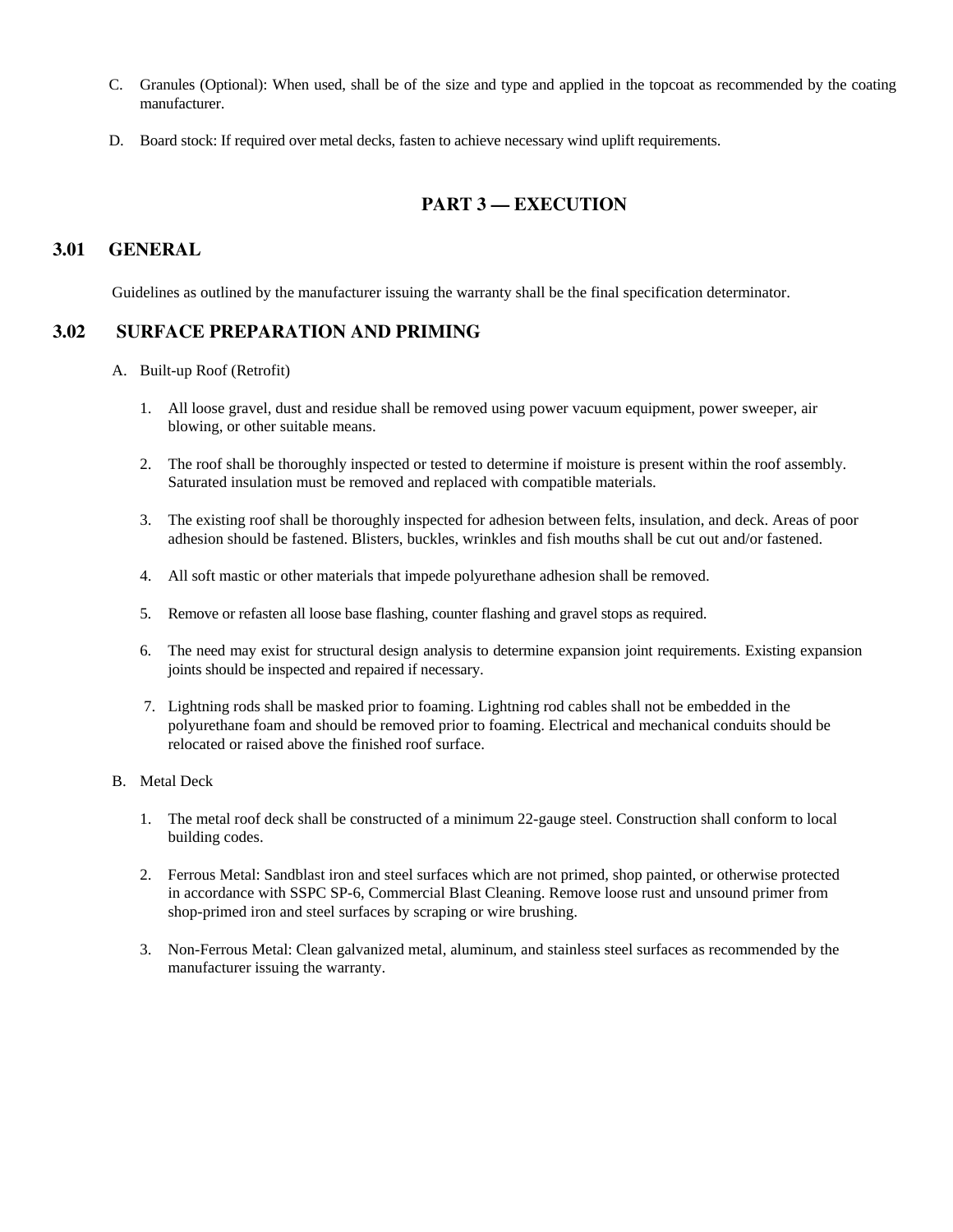C. Granules (Optional): When used, shall be of the size and type and applied in the topcoat as recommended by the coating manufacturer.

D. Board stock: If required over metal decks, fasten to achieve necessary wind uplift requirements.

# PART 3 — EXECUTION

## 3.01 GENERAL

Guidelines as outlined by the manufacturer issuing the warranty shall be the final specification determinator.

## 3.02 SURFACE PREPARATION AND PRIMING

A. Built-up Roof (Retrofit)

1. All loose gravel, dust and residue shall be removed using power vacuum equipment, power sweeper, air blowing, or other suitable means.

2. The roof shall be thoroughly inspected or tested to determine if moisture is present within the roof assembly. Saturated insulation must be removed and replaced with compatible materials.

3. The existing roof shall be thoroughly inspected for adhesion between felts, insulation, and deck. Areas of poor adhesion should be fastened. Blisters, buckles, wrinkles and fish mouths shall be cut out and/or fastened.

4. All soft mastic or other materials that impede polyurethane adhesion shall be removed.

5. Remove or refasten all loose base flashing, counter flashing and gravel stops as required.

6. The need may exist for structural design analysis to determine expansion joint requirements. Existing expansion joints should be inspected and repaired if necessary.

7. Lightning rods shall be masked prior to foaming. Lightning rod cables shall not be embedded in the polyurethane foam and should be removed prior to foaming. Electrical and mechanical conduits should be relocated or raised above the finished roof surface.

B. Metal Deck

1. The metal roof deck shall be constructed of a minimum 22-gauge steel. Construction shall conform to local building codes.

2. Ferrous Metal: Sandblast iron and steel surfaces which are not primed, shop painted, or otherwise protected in accordance with SSPC SP-6, Commercial Blast Cleaning. Remove loose rust and unsound primer from shop-primed iron and steel surfaces by scraping or wire brushing.

3. Non-Ferrous Metal: Clean galvanized metal, aluminum, and stainless steel surfaces as recommended by the manufacturer issuing the warranty.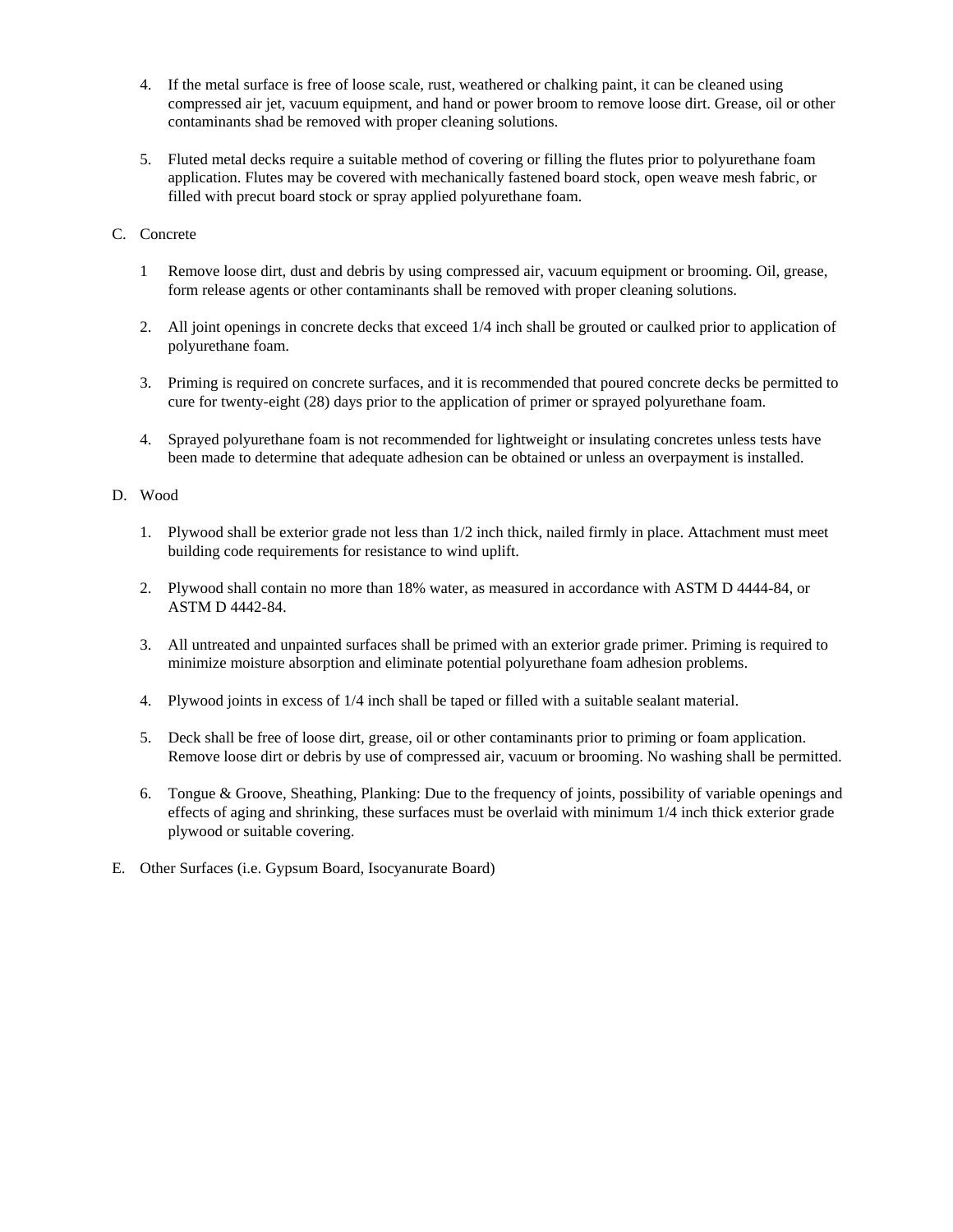4. If the metal surface is free of loose scale, rust, weathered or chalking paint, it can be cleaned using compressed air jet, vacuum equipment, and hand or power broom to remove loose dirt. Grease, oil or other contaminants shad be removed with proper cleaning solutions.

5. Fluted metal decks require a suitable method of covering or filling the flutes prior to polyurethane foam application. Flutes may be covered with mechanically fastened board stock, open weave mesh fabric, or filled with precut board stock or spray applied polyurethane foam.

C. Concrete

1 Remove loose dirt, dust and debris by using compressed air, vacuum equipment or brooming. Oil, grease, form release agents or other contaminants shall be removed with proper cleaning solutions.

2. All joint openings in concrete decks that exceed 1/4 inch shall be grouted or caulked prior to application of polyurethane foam.

3. Priming is required on concrete surfaces, and it is recommended that poured concrete decks be permitted to cure for twenty-eight (28) days prior to the application of primer or sprayed polyurethane foam.

4. Sprayed polyurethane foam is not recommended for lightweight or insulating concretes unless tests have been made to determine that adequate adhesion can be obtained or unless an overpayment is installed.

D. Wood

1. Plywood shall be exterior grade not less than 1/2 inch thick, nailed firmly in place. Attachment must meet building code requirements for resistance to wind uplift.

2. Plywood shall contain no more than 18% water, as measured in accordance with ASTM D 4444-84, or ASTM D 4442-84.

3. All untreated and unpainted surfaces shall be primed with an exterior grade primer. Priming is required to minimize moisture absorption and eliminate potential polyurethane foam adhesion problems.

4. Plywood joints in excess of 1/4 inch shall be taped or filled with a suitable sealant material.

5. Deck shall be free of loose dirt, grease, oil or other contaminants prior to priming or foam application. Remove loose dirt or debris by use of compressed air, vacuum or brooming. No washing shall be permitted.

6. Tongue & Groove, Sheathing, Planking: Due to the frequency of joints, possibility of variable openings and effects of aging and shrinking, these surfaces must be overlaid with minimum 1/4 inch thick exterior grade plywood or suitable covering.

E. Other Surfaces (i.e. Gypsum Board, Isocyanurate Board)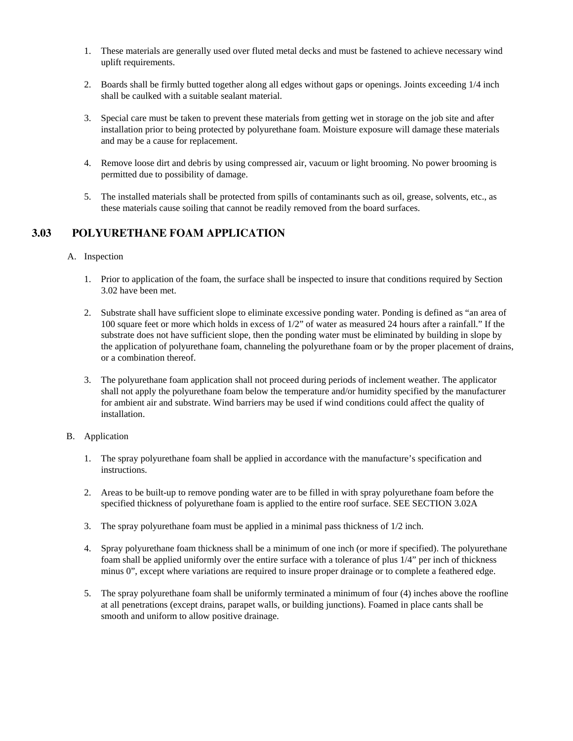1. These materials are generally used over fluted metal decks and must be fastened to achieve necessary wind uplift requirements.

2. Boards shall be firmly butted together along all edges without gaps or openings. Joints exceeding 1/4 inch shall be caulked with a suitable sealant material.

3. Special care must be taken to prevent these materials from getting wet in storage on the job site and after installation prior to being protected by polyurethane foam. Moisture exposure will damage these materials and may be a cause for replacement.

4. Remove loose dirt and debris by using compressed air, vacuum or light brooming. No power brooming is permitted due to possibility of damage.

5. The installed materials shall be protected from spills of contaminants such as oil, grease, solvents, etc., as these materials cause soiling that cannot be readily removed from the board surfaces.

## 3.03 POLYURETHANE FOAM APPLICATION

A. Inspection

1. Prior to application of the foam, the surface shall be inspected to insure that conditions required by Section 3.02 have been met.

2. Substrate shall have sufficient slope to eliminate excessive ponding water. Ponding is defined as "an area of 100 square feet or more which holds in excess of 1/2" of water as measured 24 hours after a rainfall." If the substrate does not have sufficient slope, then the ponding water must be eliminated by building in slope by the application of polyurethane foam, channeling the polyurethane foam or by the proper placement of drains, or a combination thereof.

3. The polyurethane foam application shall not proceed during periods of inclement weather. The applicator shall not apply the polyurethane foam below the temperature and/or humidity specified by the manufacturer for ambient air and substrate. Wind barriers may be used if wind conditions could affect the quality of installation.

B. Application

1. The spray polyurethane foam shall be applied in accordance with the manufacture's specification and instructions.

2. Areas to be built-up to remove ponding water are to be filled in with spray polyurethane foam before the specified thickness of polyurethane foam is applied to the entire roof surface. SEE SECTION 3.02A

3. The spray polyurethane foam must be applied in a minimal pass thickness of 1/2 inch.

4. Spray polyurethane foam thickness shall be a minimum of one inch (or more if specified). The polyurethane foam shall be applied uniformly over the entire surface with a tolerance of plus 1/4" per inch of thickness minus 0", except where variations are required to insure proper drainage or to complete a feathered edge.

5. The spray polyurethane foam shall be uniformly terminated a minimum of four (4) inches above the roofline at all penetrations (except drains, parapet walls, or building junctions). Foamed in place cants shall be smooth and uniform to allow positive drainage.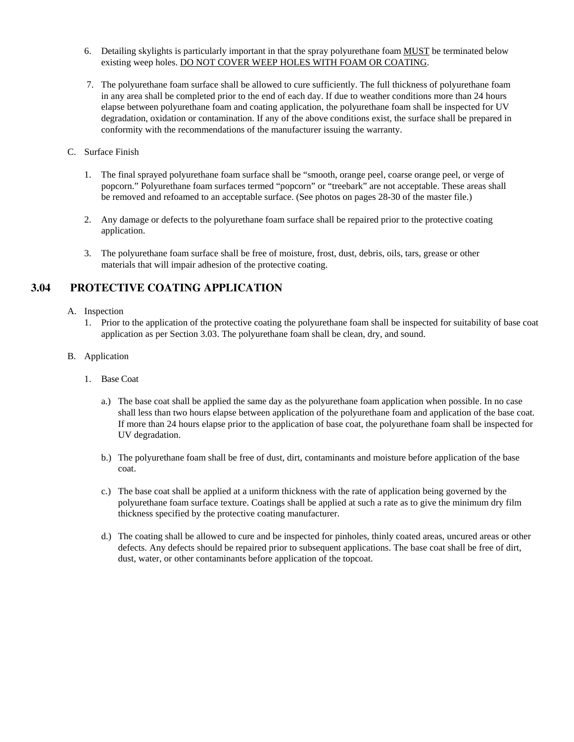6. Detailing skylights is particularly important in that the spray polyurethane foam <u>MUST</u> be terminated below existing weep holes. <u>DO NOT COVER WEEP HOLES WITH FOAM OR COATING</u>.

7. The polyurethane foam surface shall be allowed to cure sufficiently. The full thickness of polyurethane foam in any area shall be completed prior to the end of each day. If due to weather conditions more than 24 hours elapse between polyurethane foam and coating application, the polyurethane foam shall be inspected for UV degradation, oxidation or contamination. If any of the above conditions exist, the surface shall be prepared in conformity with the recommendations of the manufacturer issuing the warranty.

C. Surface Finish

1. The final sprayed polyurethane foam surface shall be "smooth, orange peel, coarse orange peel, or verge of popcorn." Polyurethane foam surfaces termed "popcorn" or "treebark" are not acceptable. These areas shall be removed and refoamed to an acceptable surface. (See photos on pages 28-30 of the master file.)

2. Any damage or defects to the polyurethane foam surface shall be repaired prior to the protective coating application.

3. The polyurethane foam surface shall be free of moisture, frost, dust, debris, oils, tars, grease or other materials that will impair adhesion of the protective coating.

## 3.04 PROTECTIVE COATING APPLICATION

A. Inspection

1. Prior to the application of the protective coating the polyurethane foam shall be inspected for suitability of base coat application as per Section 3.03. The polyurethane foam shall be clean, dry, and sound.

B. Application

1. Base Coat

a.) The base coat shall be applied the same day as the polyurethane foam application when possible. In no case shall less than two hours elapse between application of the polyurethane foam and application of the base coat. If more than 24 hours elapse prior to the application of base coat, the polyurethane foam shall be inspected for UV degradation.

b.) The polyurethane foam shall be free of dust, dirt, contaminants and moisture before application of the base coat.

c.) The base coat shall be applied at a uniform thickness with the rate of application being governed by the polyurethane foam surface texture. Coatings shall be applied at such a rate as to give the minimum dry film thickness specified by the protective coating manufacturer.

d.) The coating shall be allowed to cure and be inspected for pinholes, thinly coated areas, uncured areas or other defects. Any defects should be repaired prior to subsequent applications. The base coat shall be free of dirt, dust, water, or other contaminants before application of the topcoat.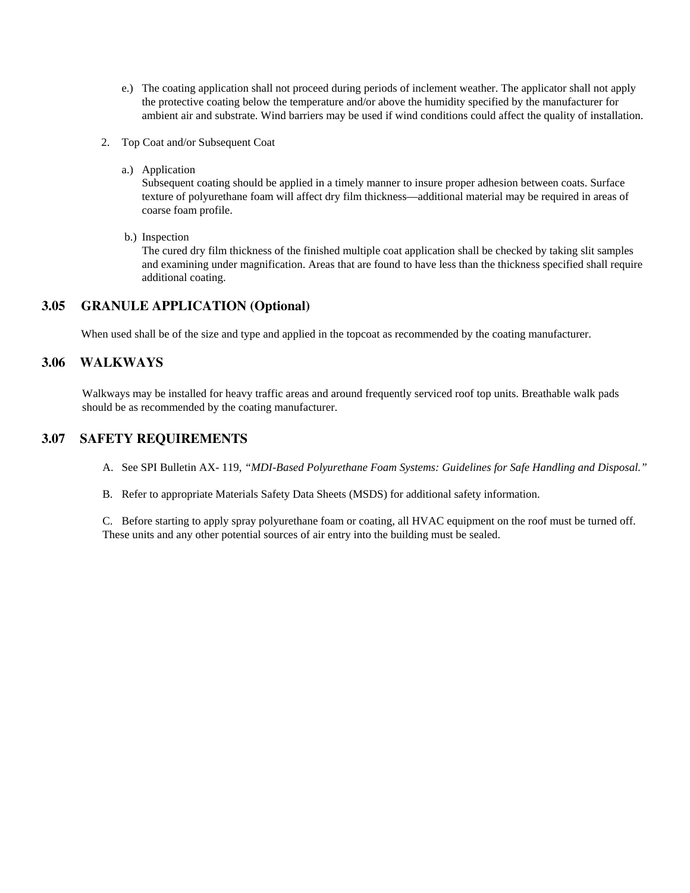e.) The coating application shall not proceed during periods of inclement weather. The applicator shall not apply the protective coating below the temperature and/or above the humidity specified by the manufacturer for ambient air and substrate. Wind barriers may be used if wind conditions could affect the quality of installation.

2. Top Coat and/or Subsequent Coat

a.) Application
Subsequent coating should be applied in a timely manner to insure proper adhesion between coats. Surface texture of polyurethane foam will affect dry film thickness—additional material may be required in areas of coarse foam profile.

b.) Inspection
The cured dry film thickness of the finished multiple coat application shall be checked by taking slit samples and examining under magnification. Areas that are found to have less than the thickness specified shall require additional coating.

## 3.05 GRANULE APPLICATION (Optional)

When used shall be of the size and type and applied in the topcoat as recommended by the coating manufacturer.

## 3.06 WALKWAYS

Walkways may be installed for heavy traffic areas and around frequently serviced roof top units. Breathable walk pads should be as recommended by the coating manufacturer.

## 3.07 SAFETY REQUIREMENTS

A. See SPI Bulletin AX- 119, *"MDI-Based Polyurethane Foam Systems: Guidelines for Safe Handling and Disposal."*

B. Refer to appropriate Materials Safety Data Sheets (MSDS) for additional safety information.

C. Before starting to apply spray polyurethane foam or coating, all HVAC equipment on the roof must be turned off. These units and any other potential sources of air entry into the building must be sealed.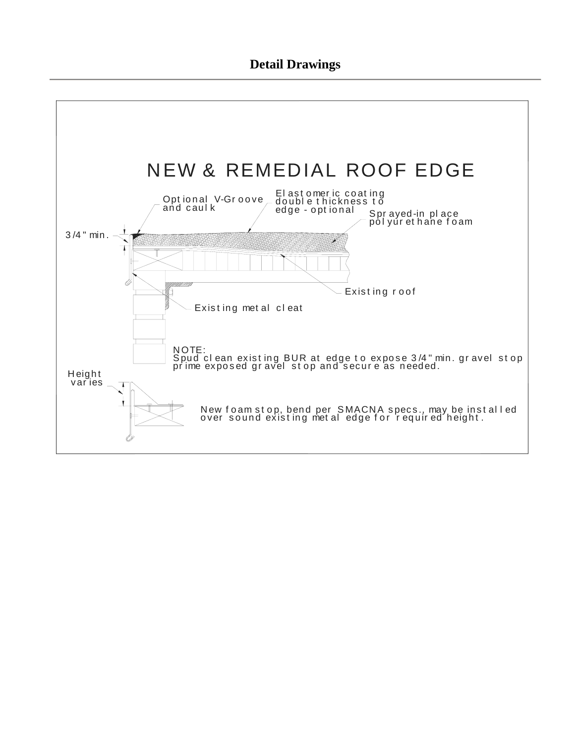## Detail Drawings

NEW & REMEDIAL ROOF EDGE

Optional V-Groove and caulk

Elastomeric coating double thickness to edge - optional

Sprayed-in place polyurethane foam

3/4" min.

Existing roof

Existing metal cleat

NOTE:
Spud clean existing BUR at edge to expose 3/4" min. gravel stop prime exposed gravel stop and secure as needed.

Height varies

New foam stop, bend per SMACNA specs., may be installed over sound existing metal edge for required height.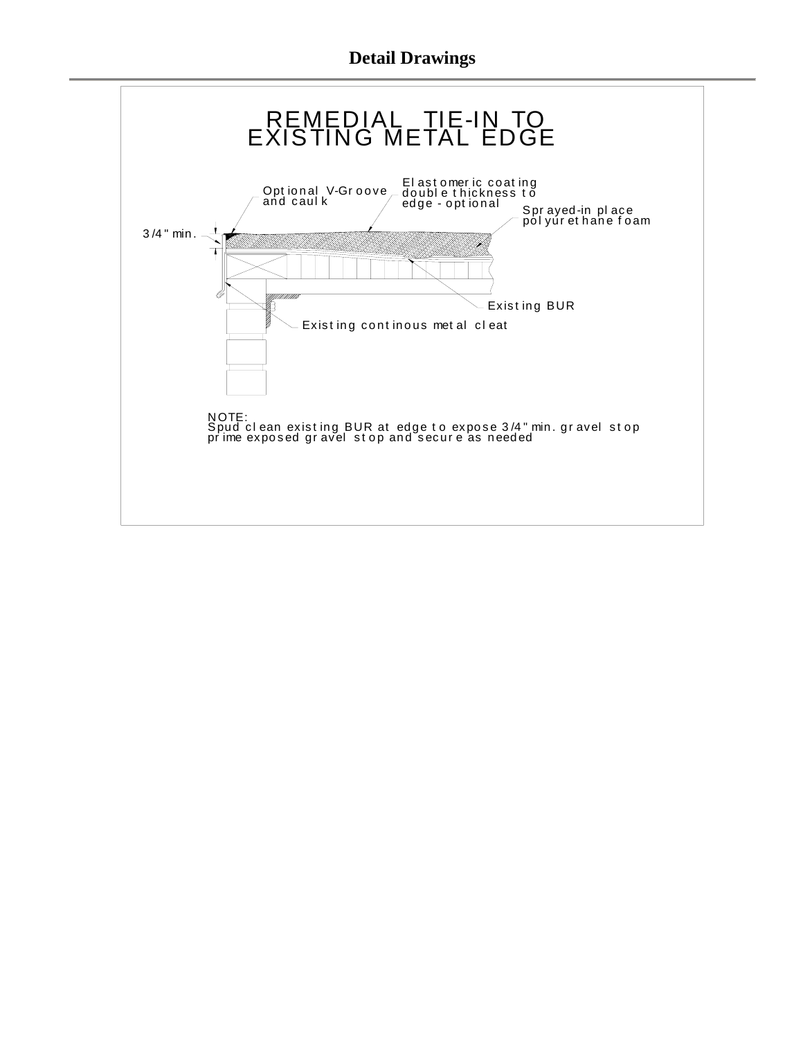## Detail Drawings

# REMEDIAL TIE-IN TO EXISTING METAL EDGE

Optional V-Groove and caulk

Elastomeric coating double thickness to edge - optional

Sprayed-in place polyurethane foam

3/4" min.

Existing BUR

Existing continous metal cleat

NOTE:
Spud clean existing BUR at edge to expose 3/4" min. gravel stop prime exposed gravel stop and secure as needed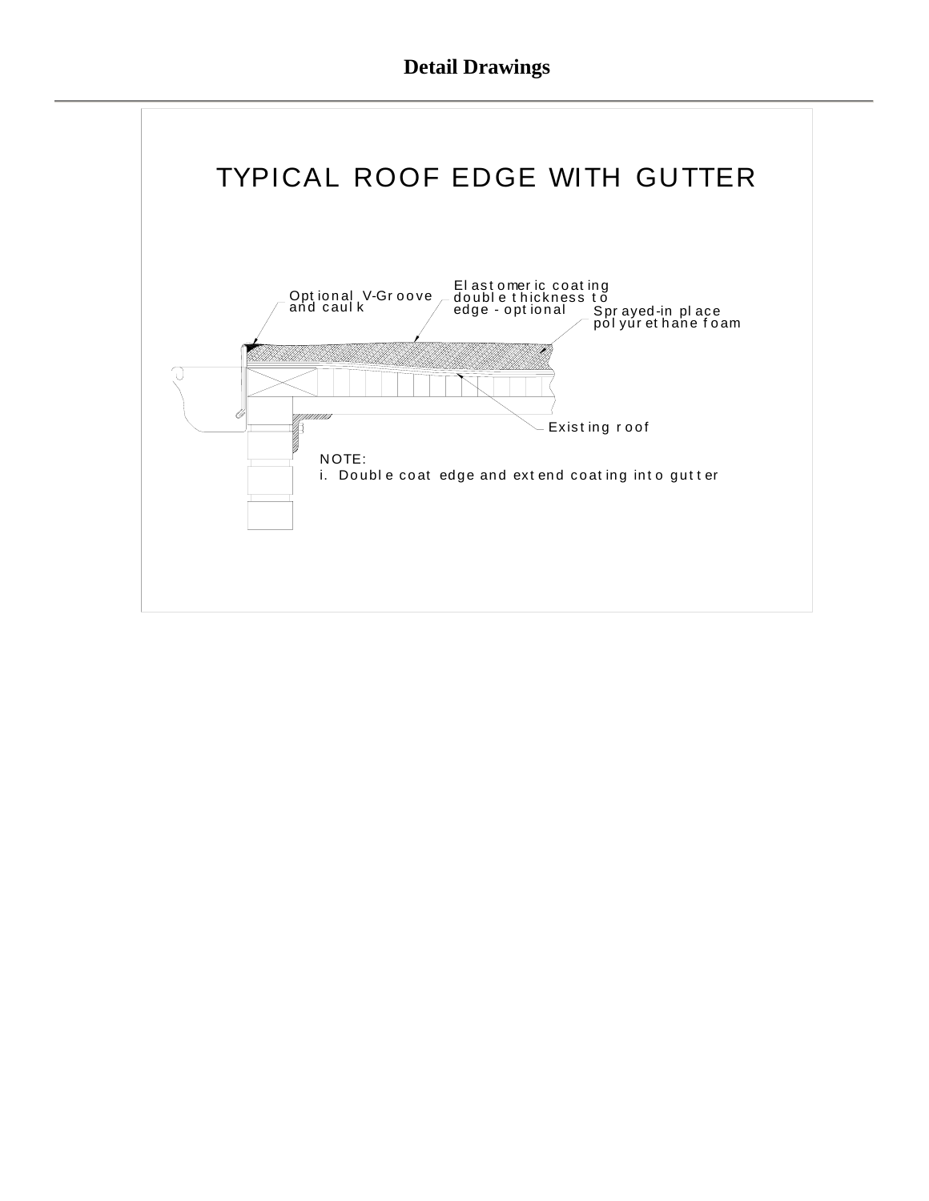## Detail Drawings

TYPICAL ROOF EDGE WITH GUTTER

Optional V-Groove and caulk

Elastomeric coating double thickness to edge - optional

Sprayed-in place polyurethane foam

Existing roof

NOTE:

i. Double coat edge and extend coating into gutter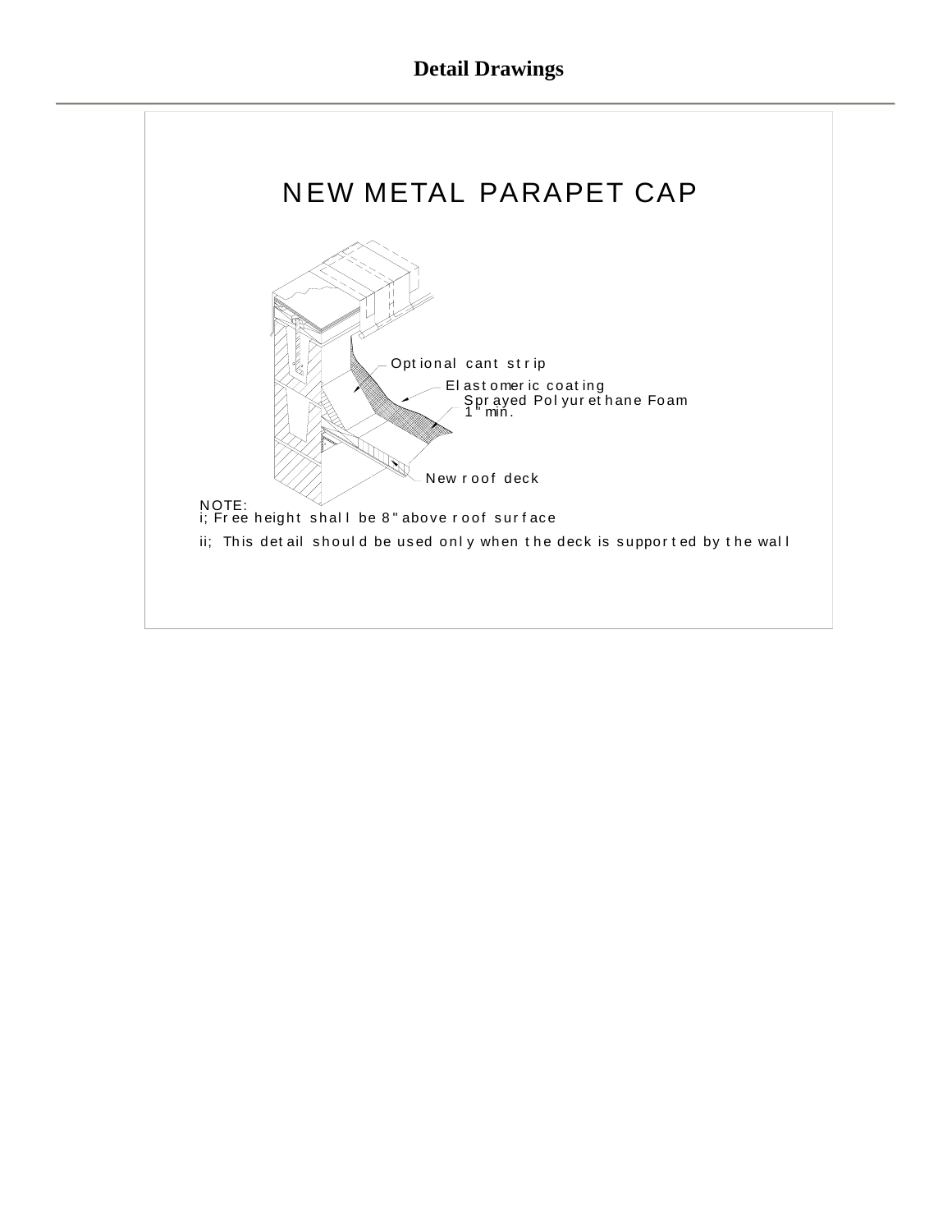# Detail Drawings

## NEW METAL PARAPET CAP

Optional cant strip

Elastomeric coating

Sprayed Polyurethane Foam 1" min.

New roof deck

NOTE:
i; Free height shall be 8" above roof surface

ii; This detail should be used only when the deck is supported by the wall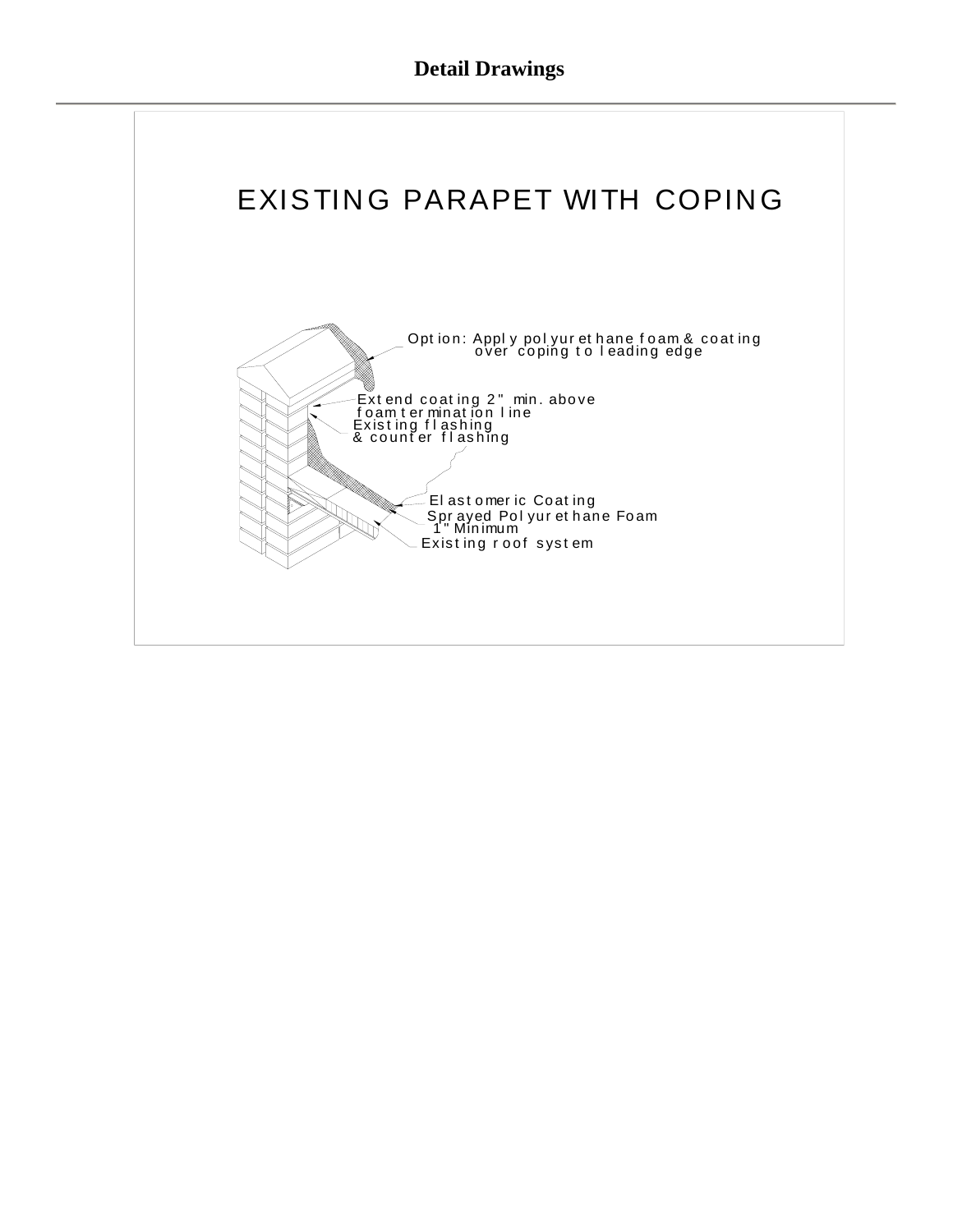# Detail Drawings

## EXISTING PARAPET WITH COPING

Option: Apply polyurethane foam & coating over coping to leading edge

Extend coating 2" min. above foam termination line

Existing flashing & counter flashing

Elastomeric Coating

Sprayed Polyurethane Foam 1" Minimum

Existing roof system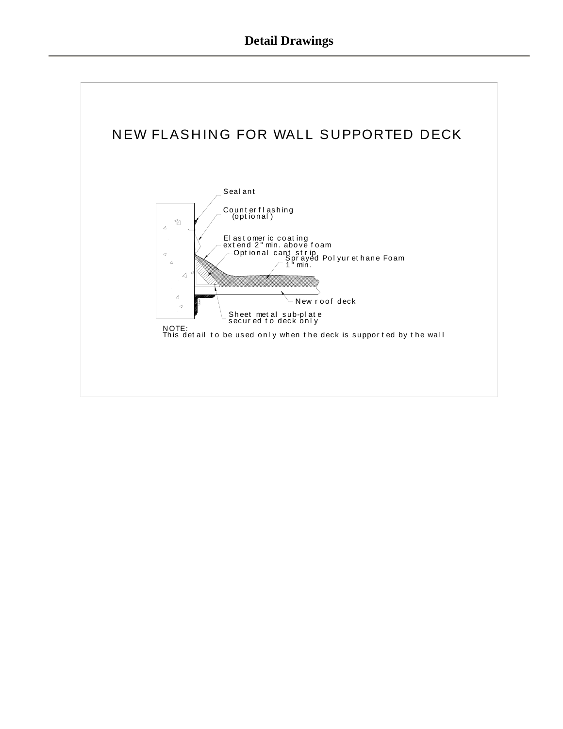# Detail Drawings

## NEW FLASHING FOR WALL SUPPORTED DECK

Sealant

Counterflashing (optional)

Elastomeric coating extend 2" min. above foam

Optional cant strip

Sprayed Polyurethane Foam 1" min.

New roof deck

Sheet metal sub-plate secured to deck only

NOTE:
This detail to be used only when the deck is supported by the wall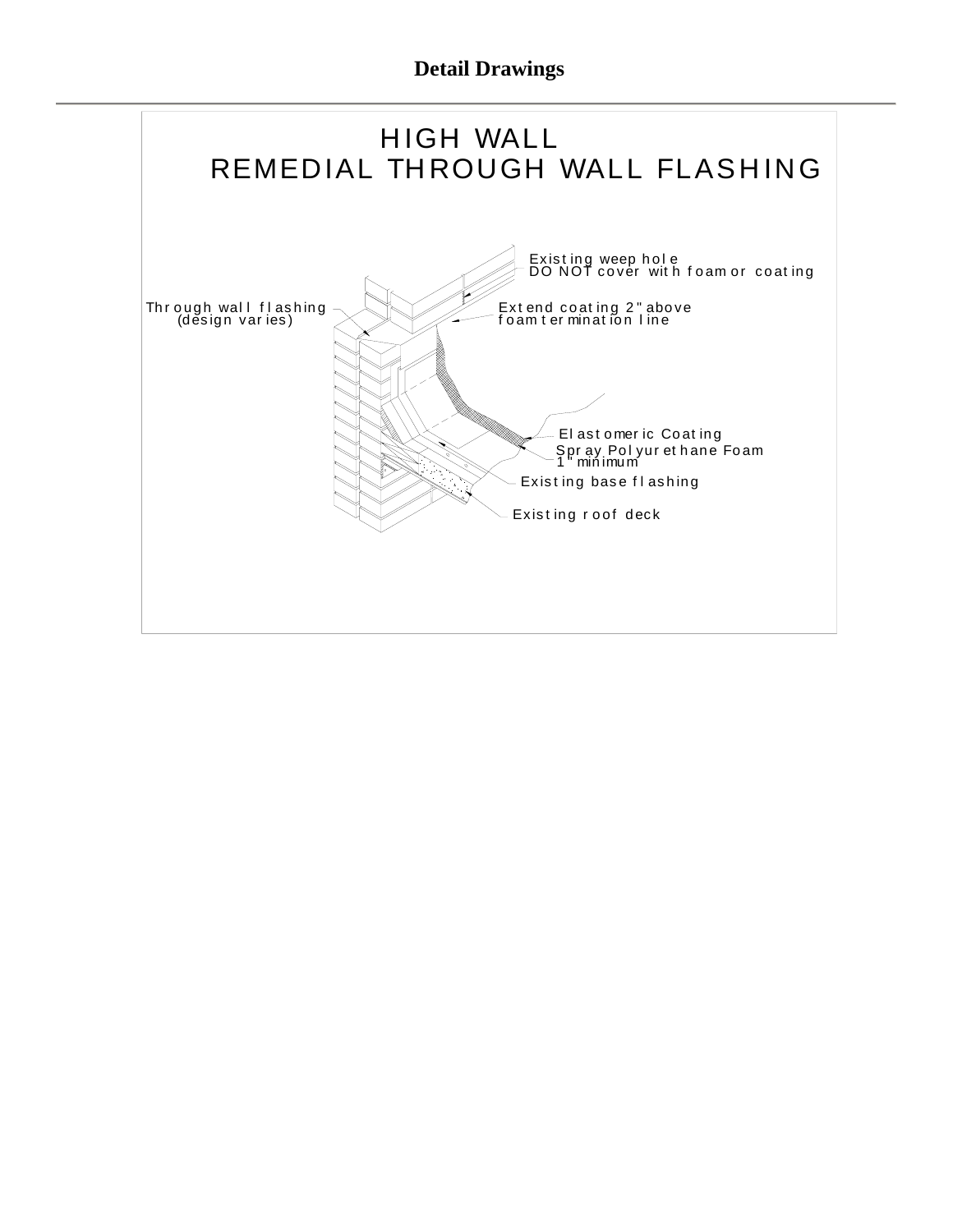# Detail Drawings

## HIGH WALL
## REMEDIAL THROUGH WALL FLASHING

Existing weep hole
DO NOT cover with foam or coating

Through wall flashing
(design varies)

Extend coating 2" above
foam termination line

Elastomeric Coating

Spray Polyurethane Foam
1" minimum

Existing base flashing

Existing roof deck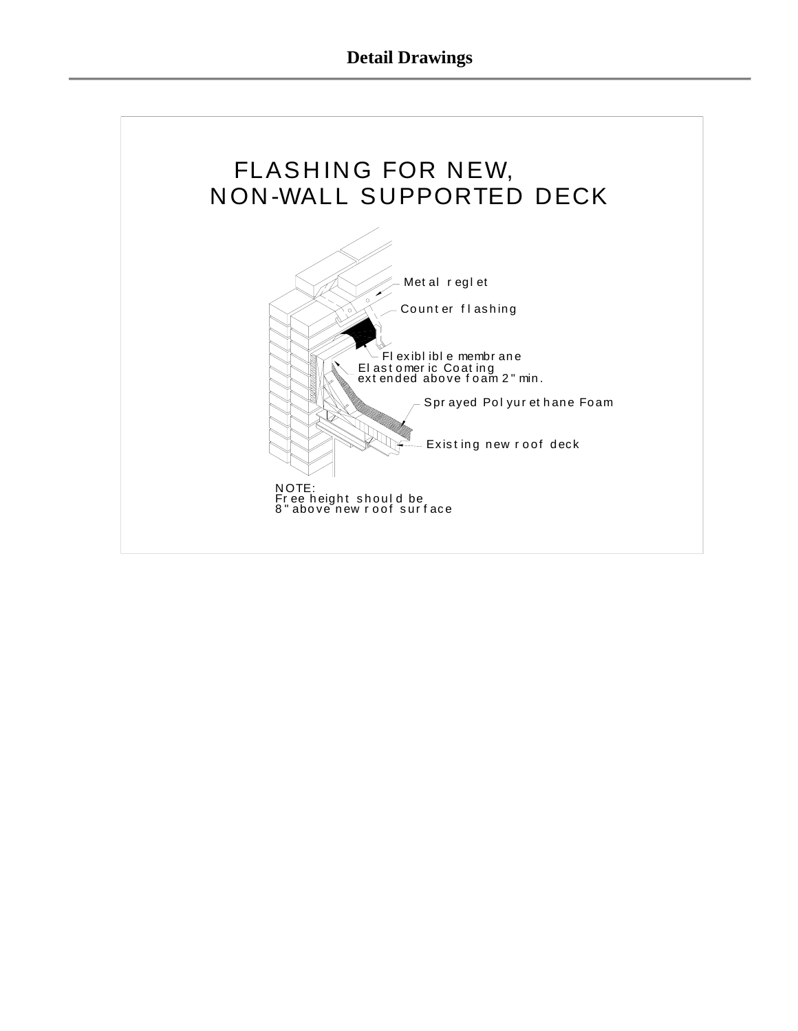# Detail Drawings

FLASHING FOR NEW,
NON-WALL SUPPORTED DECK

Metal reglet

Counter flashing

Flexiblible membrane

Elastomeric Coating
extended above foam 2" min.

Sprayed Polyurethane Foam

Existing new roof deck

NOTE:
Free height should be
8" above new roof surface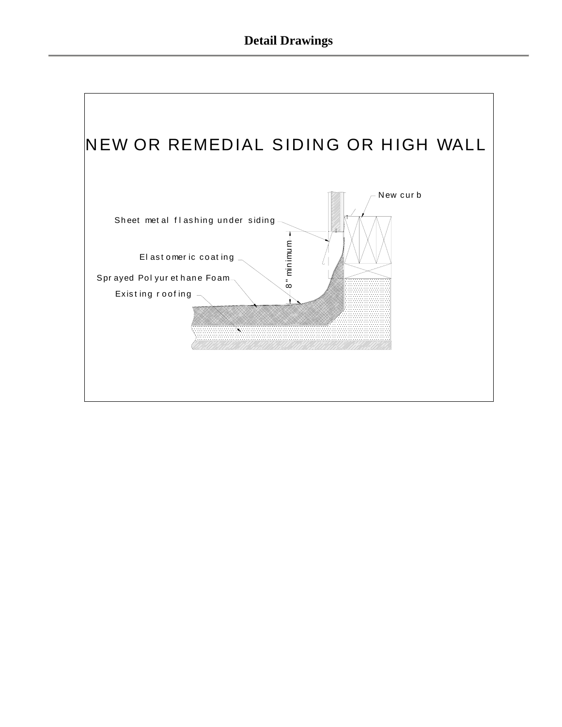# Detail Drawings

NEW OR REMEDIAL SIDING OR HIGH WALL

New curb

Sheet metal flashing under siding

Elastomeric coating

Sprayed Polyurethane Foam

Existing roofing

8" minimum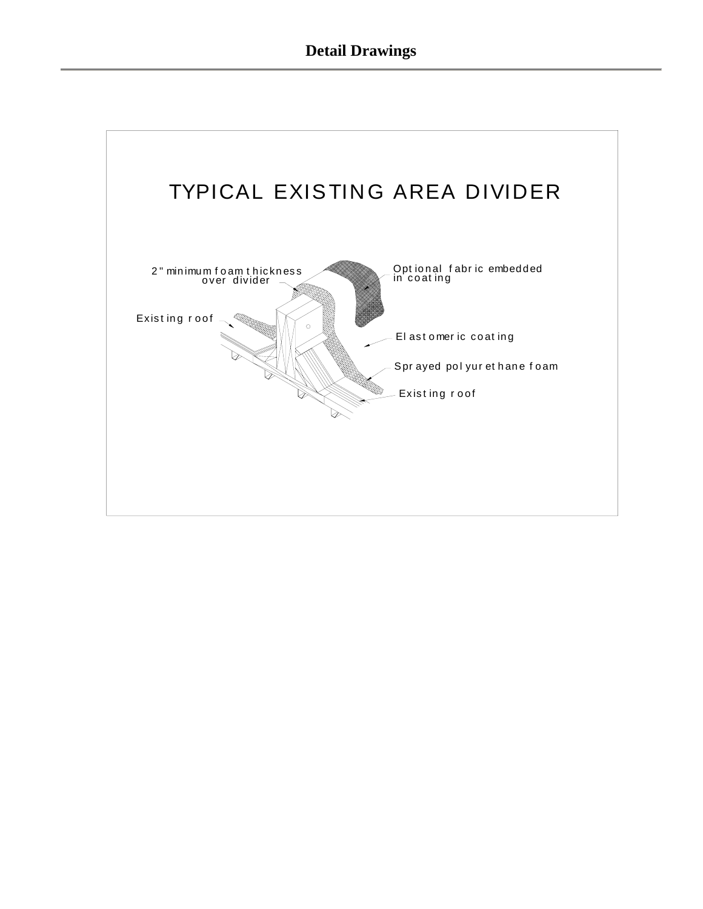## Detail Drawings

TYPICAL EXISTING AREA DIVIDER

2" minimum foam thickness over divider

Existing roof

Optional fabric embedded in coating

Elastomeric coating

Sprayed polyurethane foam

Existing roof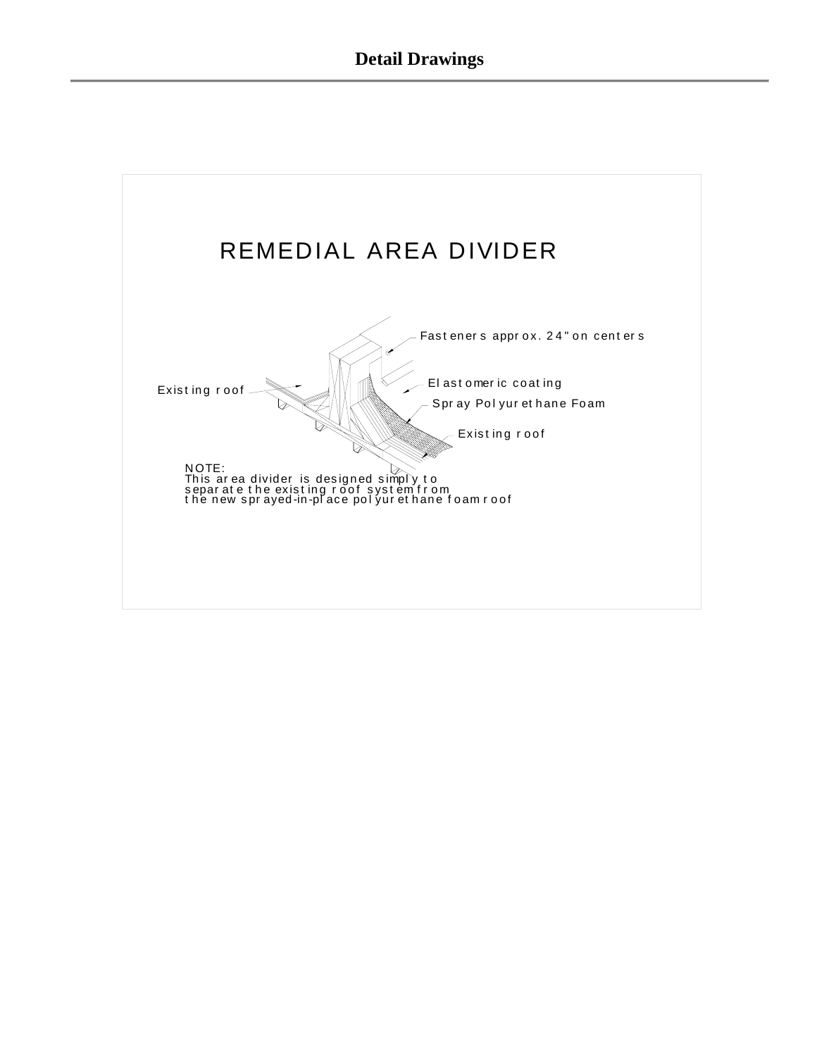# Detail Drawings

## REMEDIAL AREA DIVIDER

Fasteners approx. 24" on centers

Elastomeric coating

Existing roof

Spray Polyurethane Foam

Existing roof

NOTE:
This area divider is designed simply to separate the existing roof system from the new sprayed-in-place polyurethane foam roof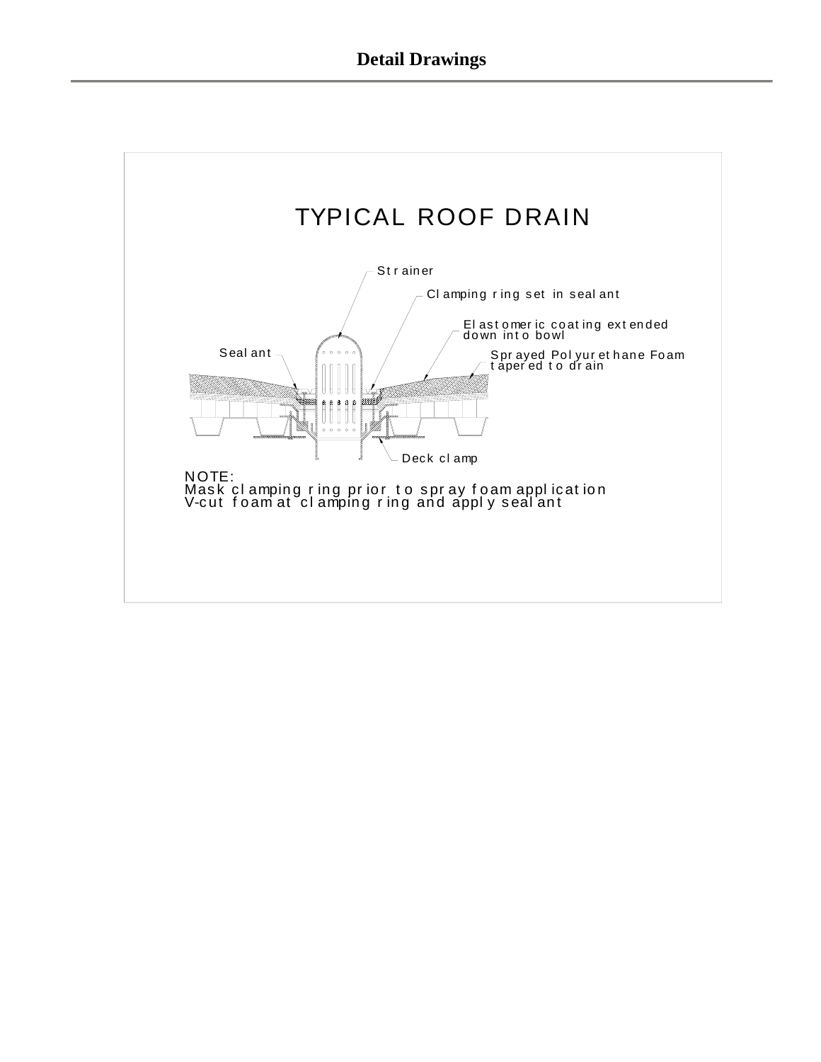# Detail Drawings

## TYPICAL ROOF DRAIN

Strainer

Clamping ring set in sealant

Elastomeric coating extended down into bowl

Sealant

Sprayed Polyurethane Foam tapered to drain

Deck clamp

NOTE:
Mask clamping ring prior to spray foam application
V-cut foam at clamping ring and apply sealant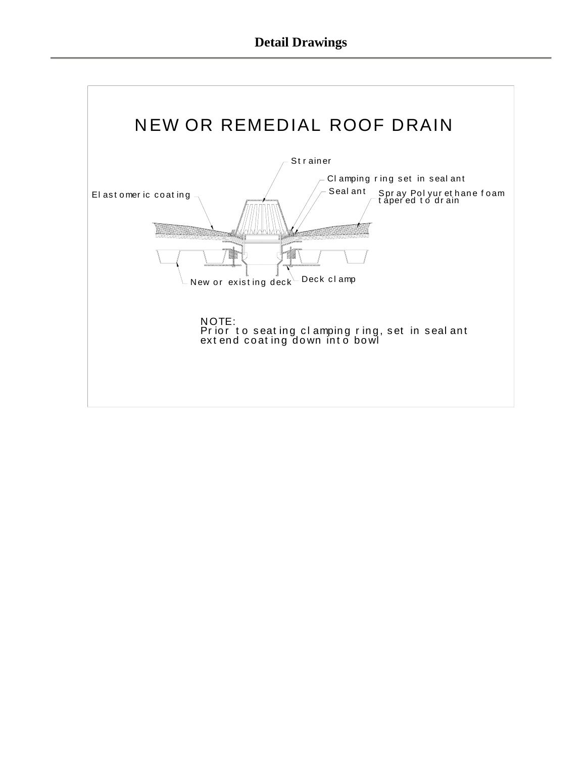# Detail Drawings

## NEW OR REMEDIAL ROOF DRAIN

Strainer

Clamping ring set in sealant

Elastomeric coating

Sealant

Spray Polyurethane foam tapered to drain

New or existing deck

Deck clamp

NOTE:
Prior to seating clamping ring, set in sealant
extend coating down into bowl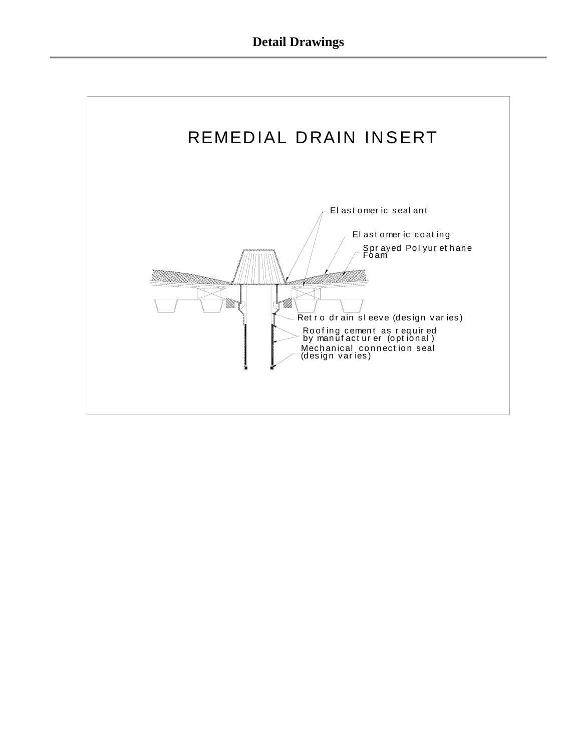# Detail Drawings

REMEDIAL DRAIN INSERT

Elastomeric sealant

Elastomeric coating

Sprayed Polyurethane Foam

Retro drain sleeve (design varies)

Roofing cement as required by manufacturer (optional)

Mechanical connection seal (design varies)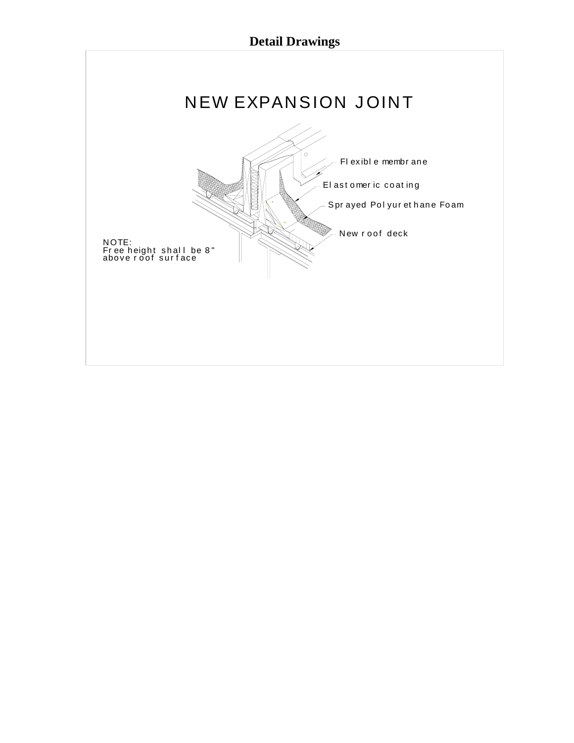## Detail Drawings

NEW EXPANSION JOINT

Flexible membrane

Elastomeric coating

Sprayed Polyurethane Foam

New roof deck

NOTE:
Free height shall be 8" above roof surface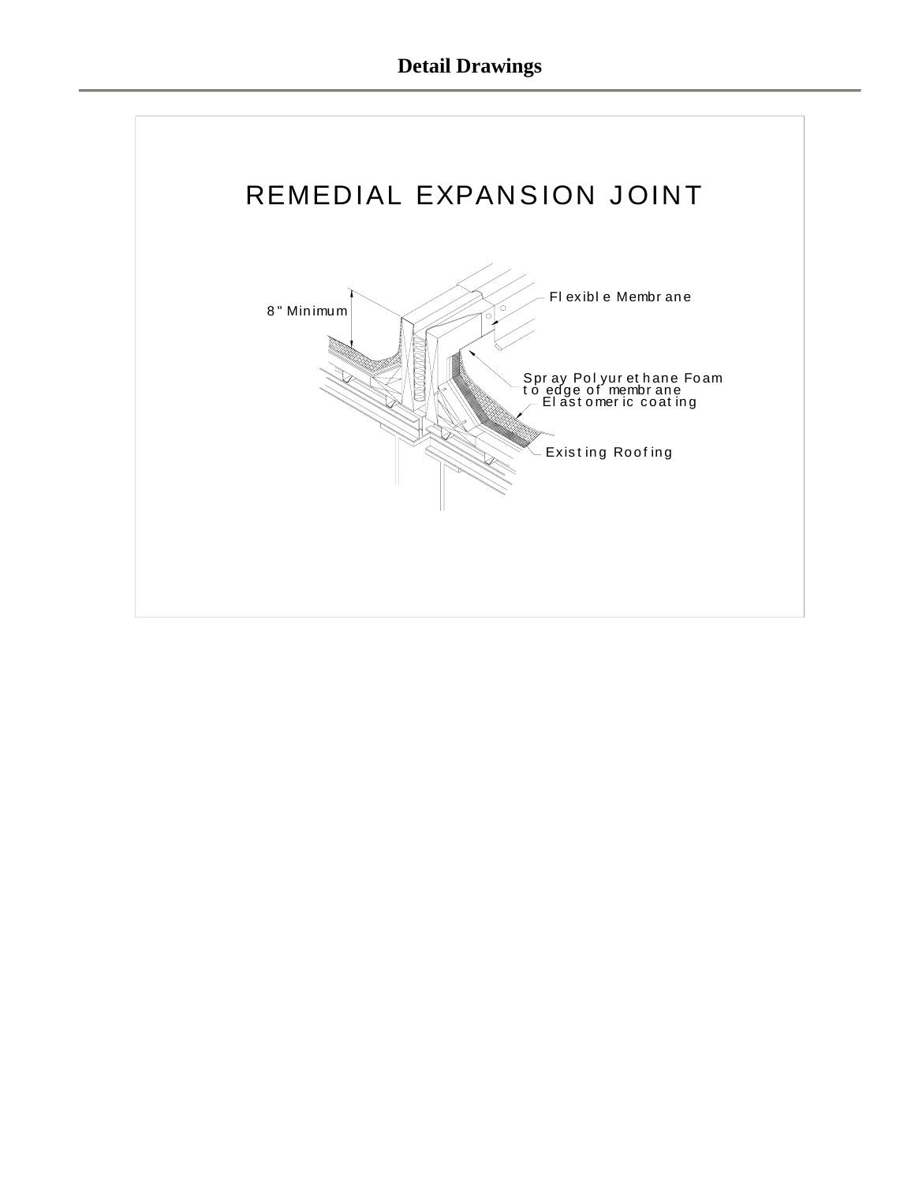# Detail Drawings

REMEDIAL EXPANSION JOINT

8" Minimum

Flexible Membrane

Spray Polyurethane Foam to edge of membrane

Elastomeric coating

Existing Roofing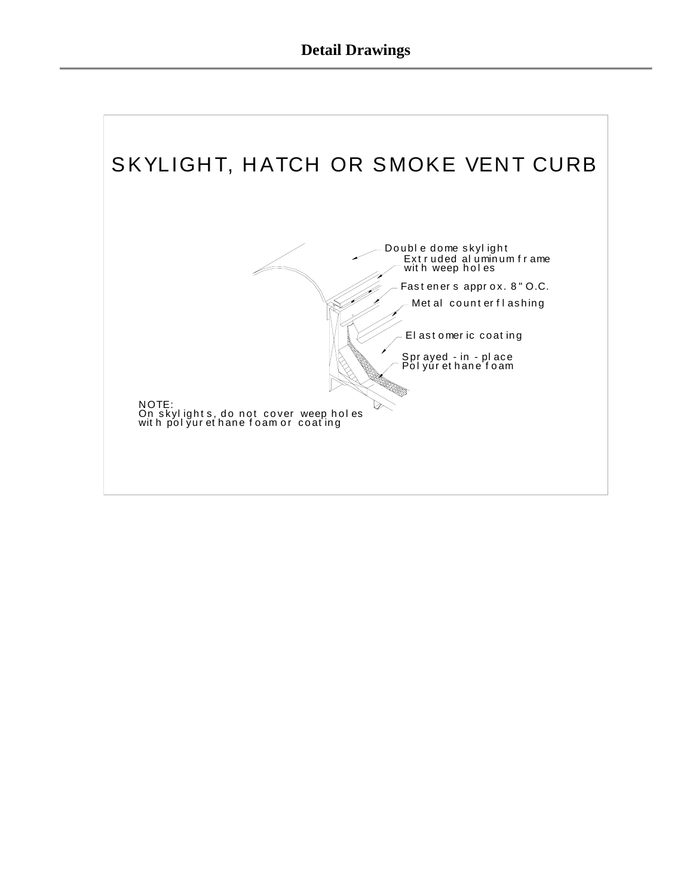# Detail Drawings

## SKYLIGHT, HATCH OR SMOKE VENT CURB

Double dome skylight

Extruded aluminum frame with weep holes

Fasteners approx. 8" O.C.

Metal counterflashing

Elastomeric coating

Sprayed - in - place Polyurethane foam

NOTE:
On skylights, do not cover weep holes with polyurethane foam or coating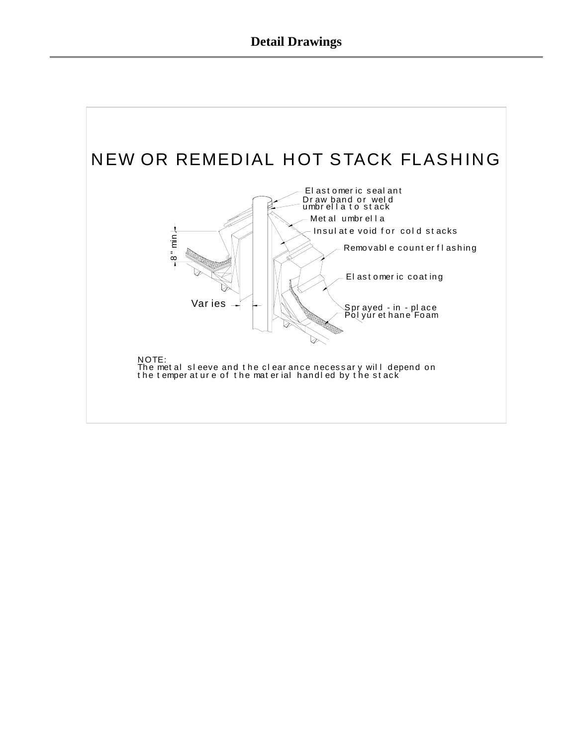# Detail Drawings

## NEW OR REMEDIAL HOT STACK FLASHING

Elastomeric sealant

Draw band or weld umbrella to stack

Metal umbrella

Insulate void for cold stacks

Removable counterflashing

Elastomeric coating

Sprayed - in - place Polyurethane Foam

8" min

Varies

NOTE:
The metal sleeve and the clearance necessary will depend on the temperature of the material handled by the stack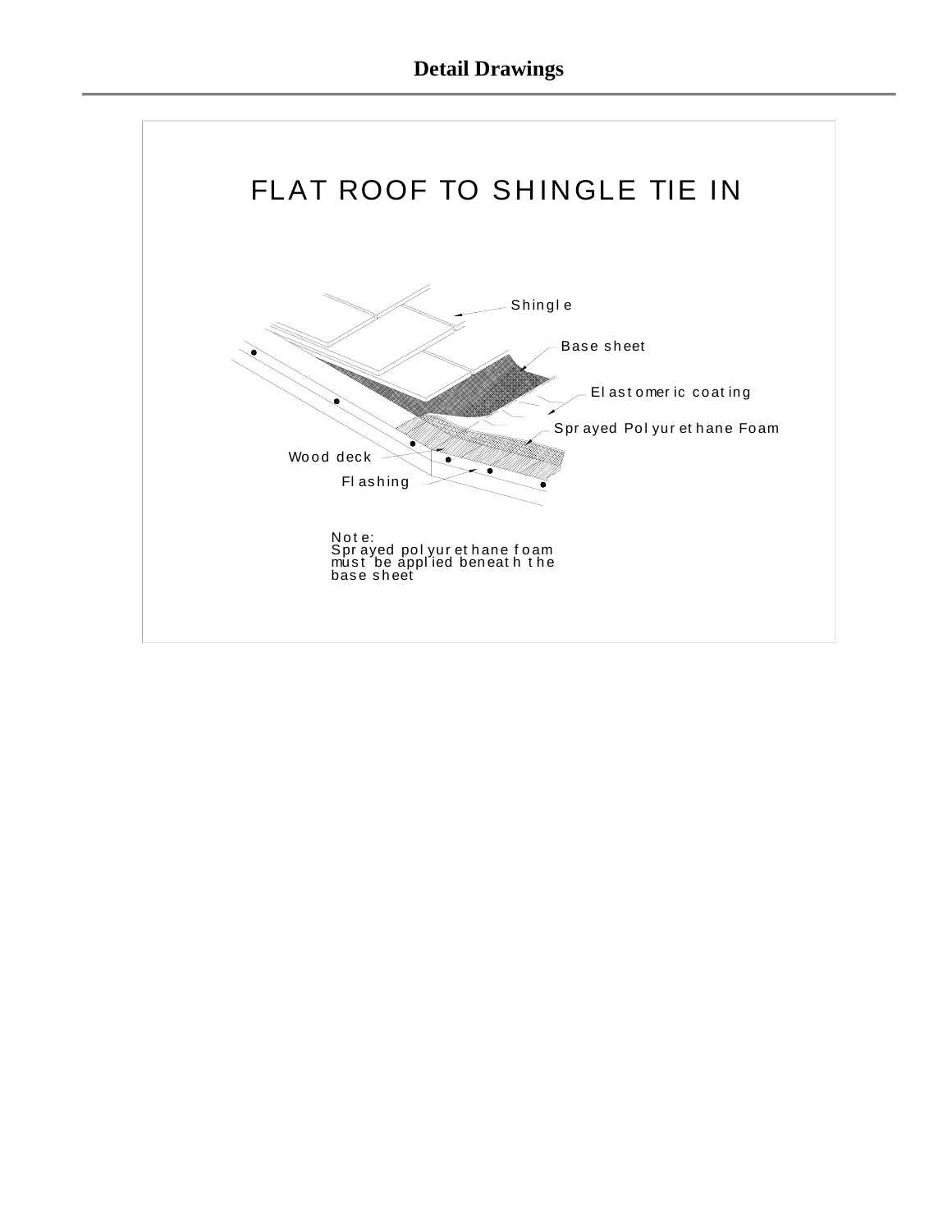# Detail Drawings

## FLAT ROOF TO SHINGLE TIE IN

Shingle

Base sheet

Elastomeric coating

Sprayed Polyurethane Foam

Wood deck

Flashing

Note:
Sprayed polyurethane foam must be applied beneath the base sheet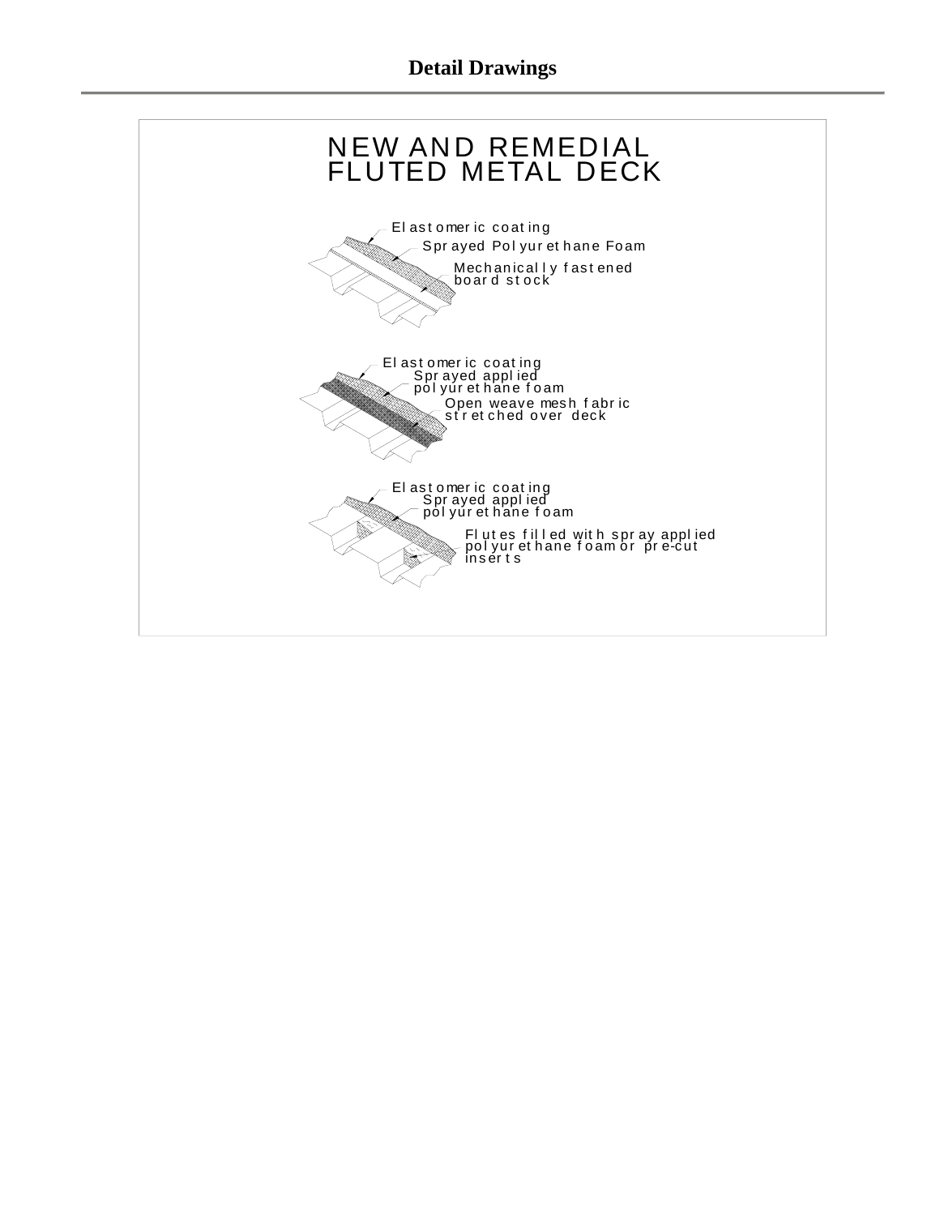## Detail Drawings

NEW AND REMEDIAL
FLUTED METAL DECK

Elastomeric coating

Sprayed Polyurethane Foam

Mechanically fastened board stock

Elastomeric coating

Sprayed applied polyurethane foam

Open weave mesh fabric stretched over deck

Elastomeric coating

Sprayed applied polyurethane foam

Flutes filled with spray applied polyurethane foam or pre-cut inserts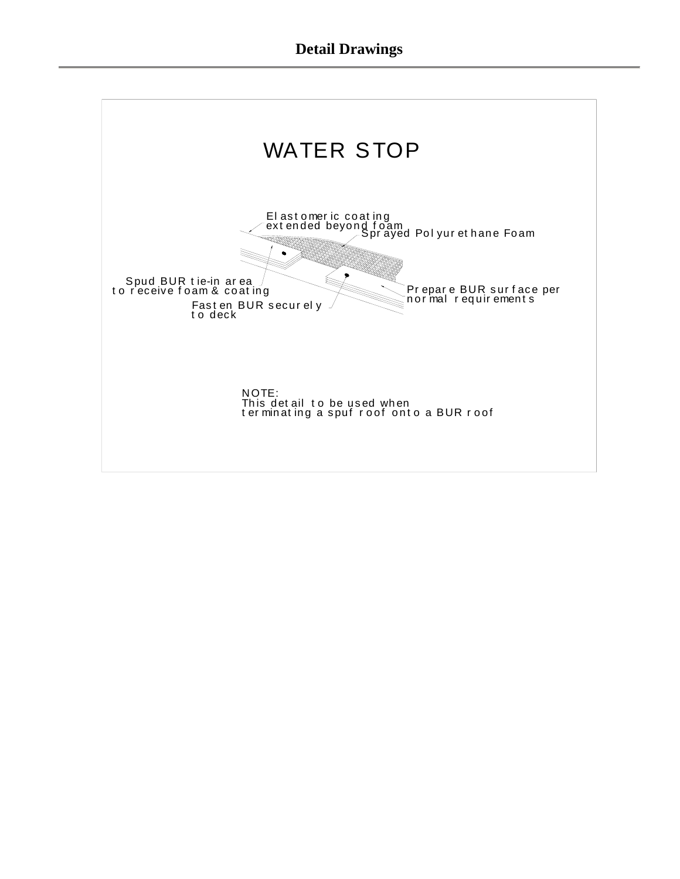# Detail Drawings

## WATER STOP

Elastomeric coating extended beyond foam

Sprayed Polyurethane Foam

Spud BUR tie-in area to receive foam & coating

Prepare BUR surface per normal requirements

Fasten BUR securely to deck

NOTE:
This detail to be used when terminating a spuf roof onto a BUR roof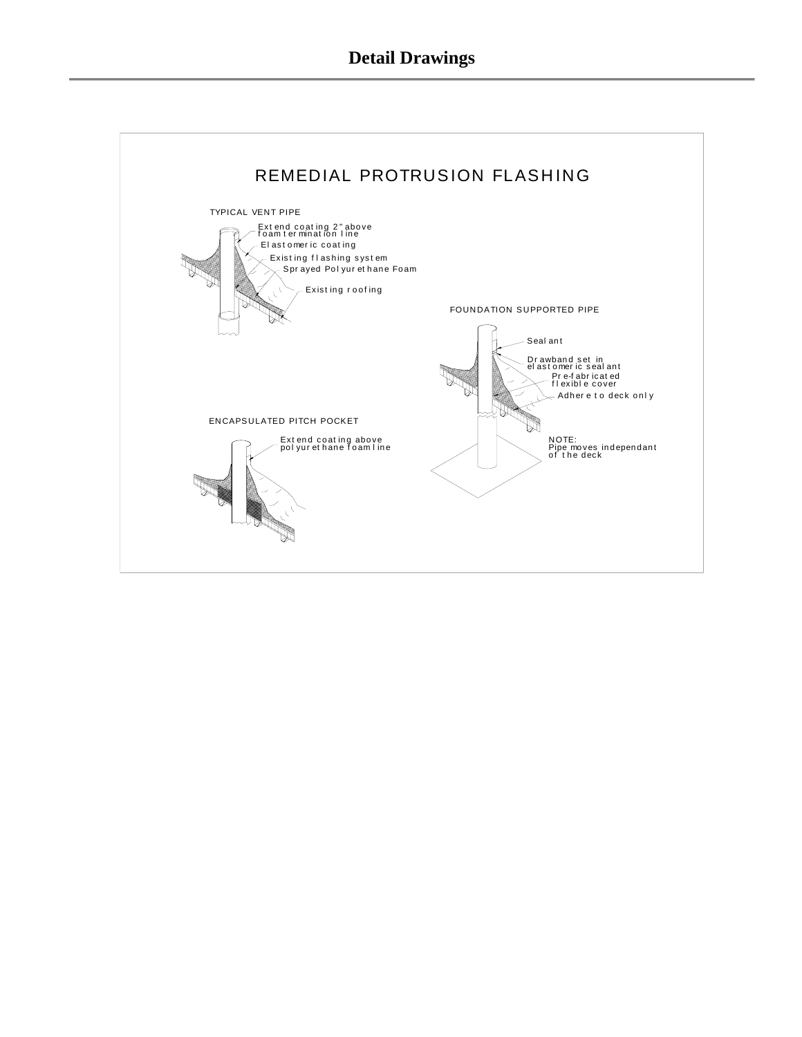# Detail Drawings

## REMEDIAL PROTRUSION FLASHING

TYPICAL VENT PIPE

Extend coating 2" above foam termination line

Elastomeric coating

Existing flashing system

Sprayed Polyurethane Foam

Existing roofing

FOUNDATION SUPPORTED PIPE

Sealant

Drawband set in elastomeric sealant

Pre-fabricated flexible cover

Adhere to deck only

NOTE:
Pipe moves independant of the deck

ENCAPSULATED PITCH POCKET

Extend coating above polyurethane foam line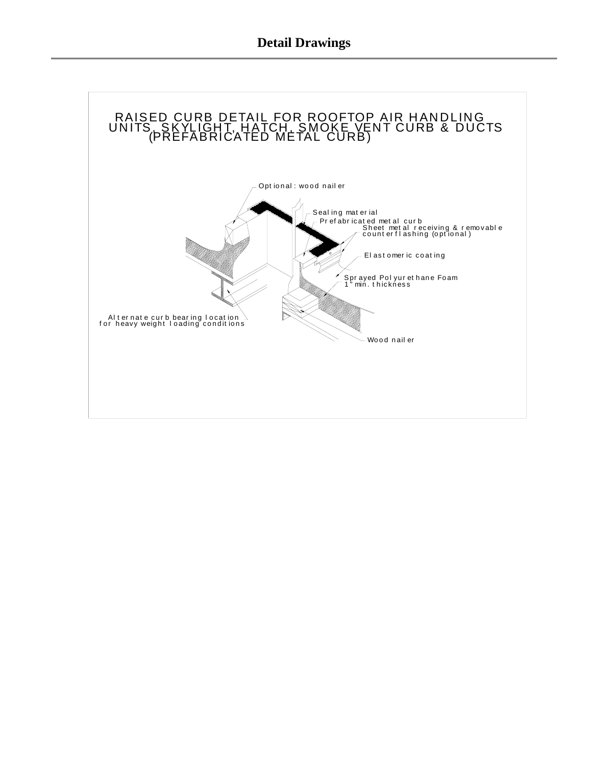# Detail Drawings

RAISED CURB DETAIL FOR ROOFTOP AIR HANDLING UNITS, SKYLIGHT, HATCH, SMOKE VENT CURB & DUCTS (PREFABRICATED METAL CURB)

Optional: wood nailer

Sealing material

Prefabricated metal curb

Sheet metal receiving & removable counterflashing (optional)

Elastomeric coating

Sprayed Polyurethane Foam 1" min. thickness

Alternate curb bearing location for heavy weight loading conditions

Wood nailer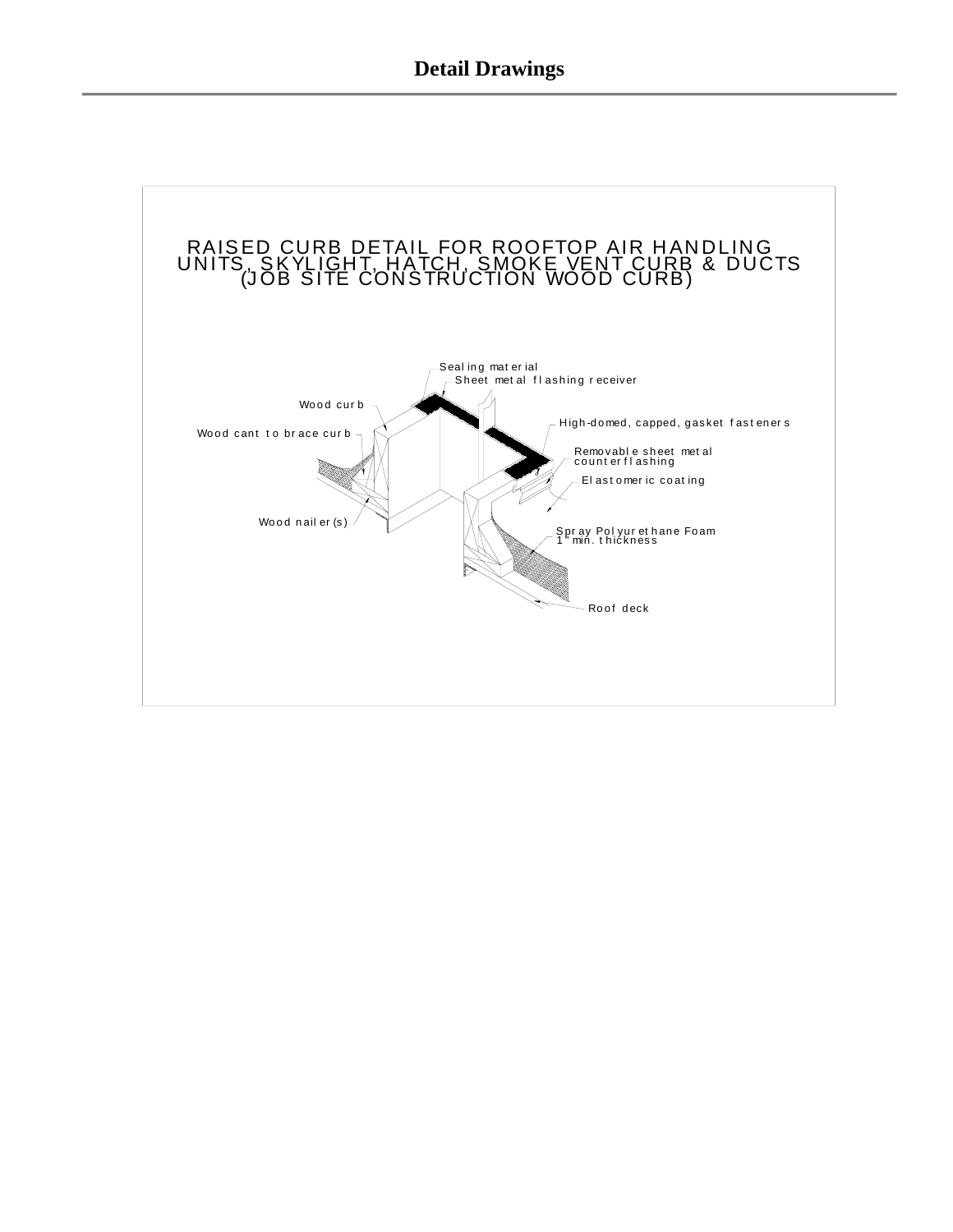# Detail Drawings

RAISED CURB DETAIL FOR ROOFTOP AIR HANDLING UNITS, SKYLIGHT, HATCH, SMOKE VENT CURB & DUCTS (JOB SITE CONSTRUCTION WOOD CURB)

Sealing material

Sheet metal flashing receiver

Wood curb

High-domed, capped, gasket fasteners

Wood cant to brace curb

Removable sheet metal counterflashing

Elastomeric coating

Wood nailer(s)

Spray Polyurethane Foam 1" min. thickness

Roof deck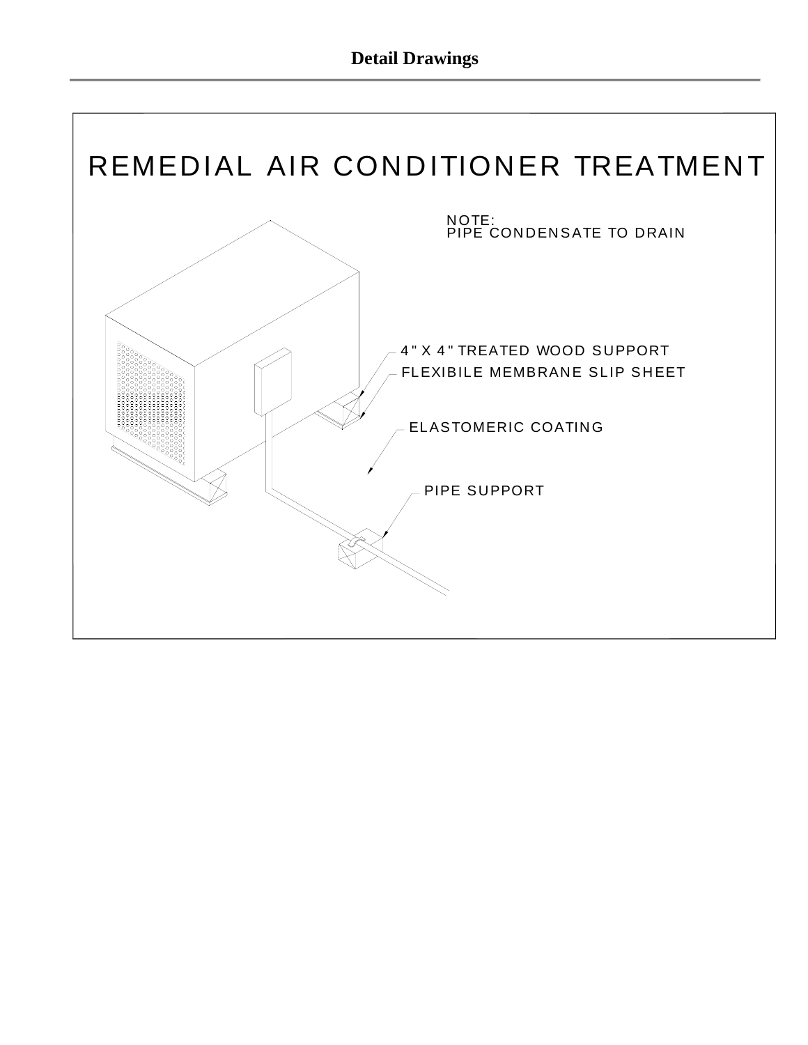# Detail Drawings

## REMEDIAL AIR CONDITIONER TREATMENT

NOTE:
PIPE CONDENSATE TO DRAIN

4" X 4" TREATED WOOD SUPPORT

FLEXIBILE MEMBRANE SLIP SHEET

ELASTOMERIC COATING

PIPE SUPPORT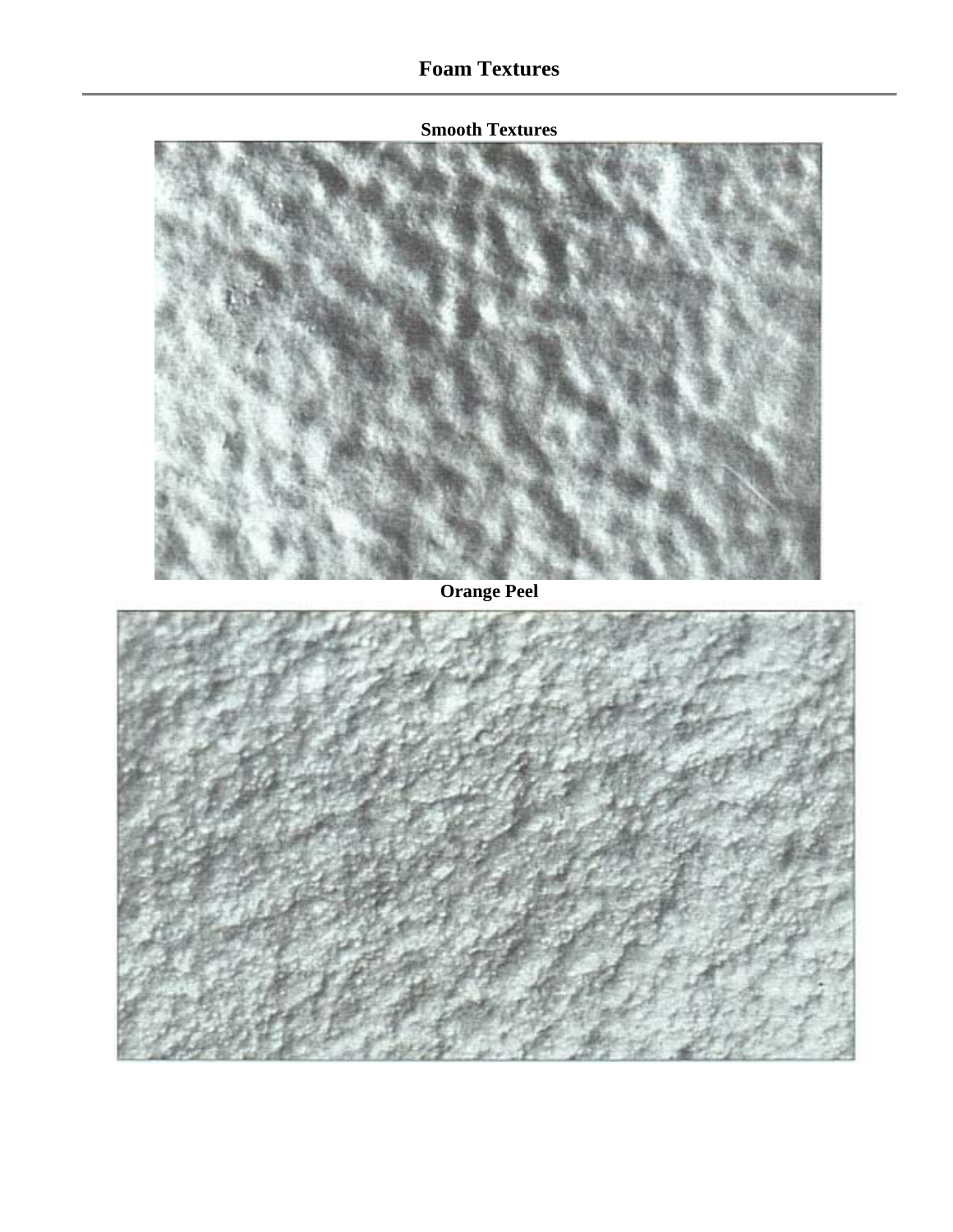# Foam Textures

**Smooth Textures**

**Orange Peel**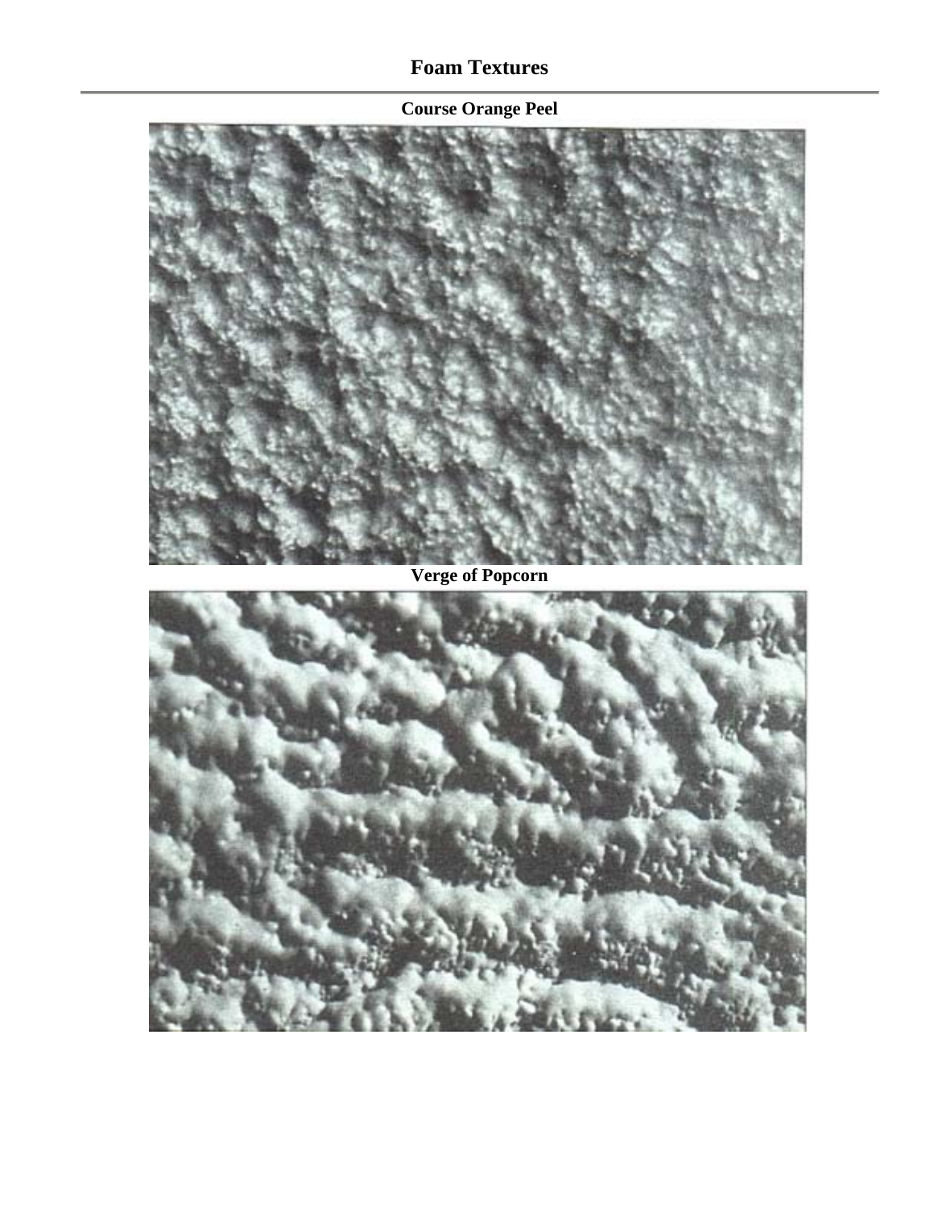# Foam Textures

## Course Orange Peel

## Verge of Popcorn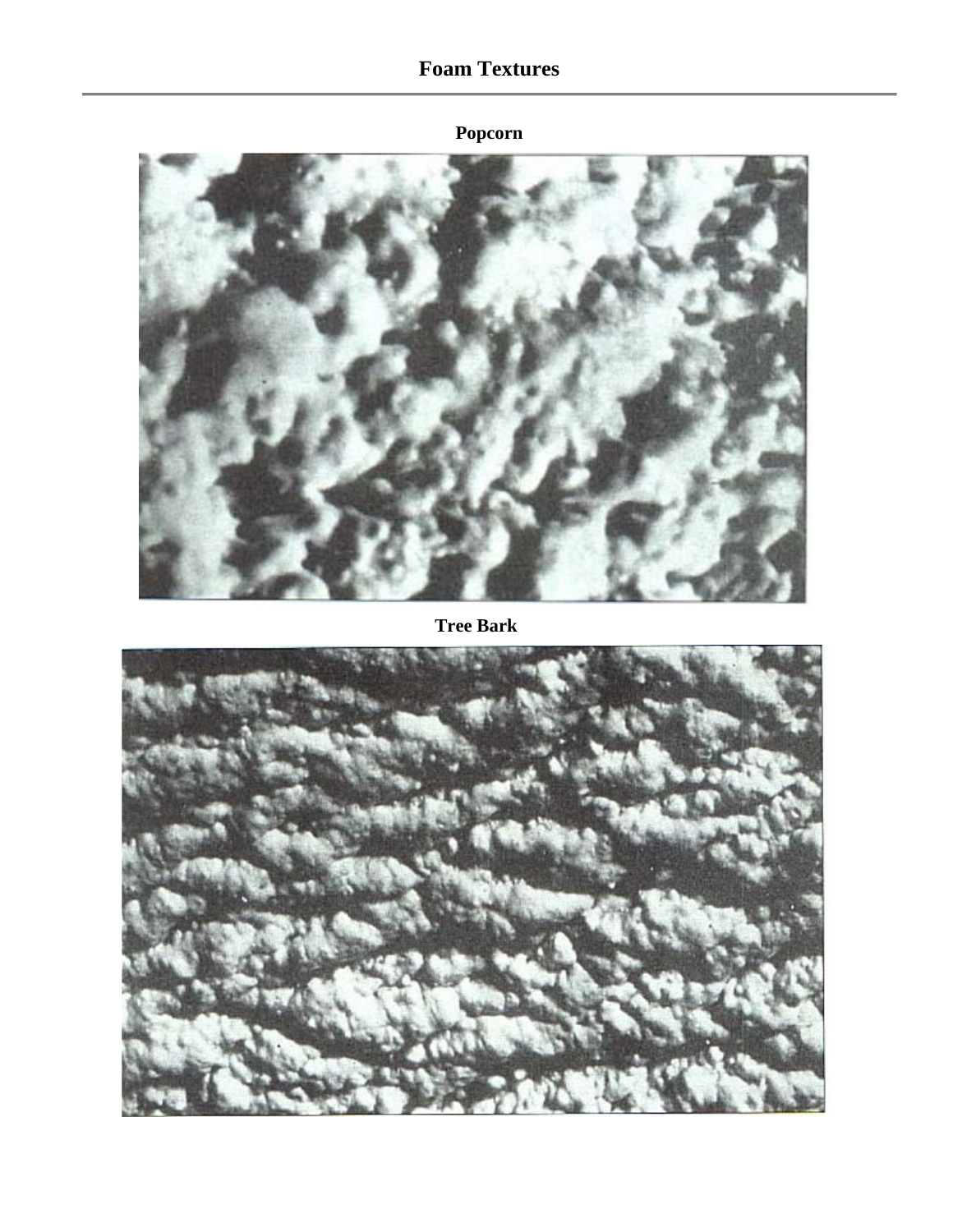# Foam Textures

**Popcorn**

**Tree Bark**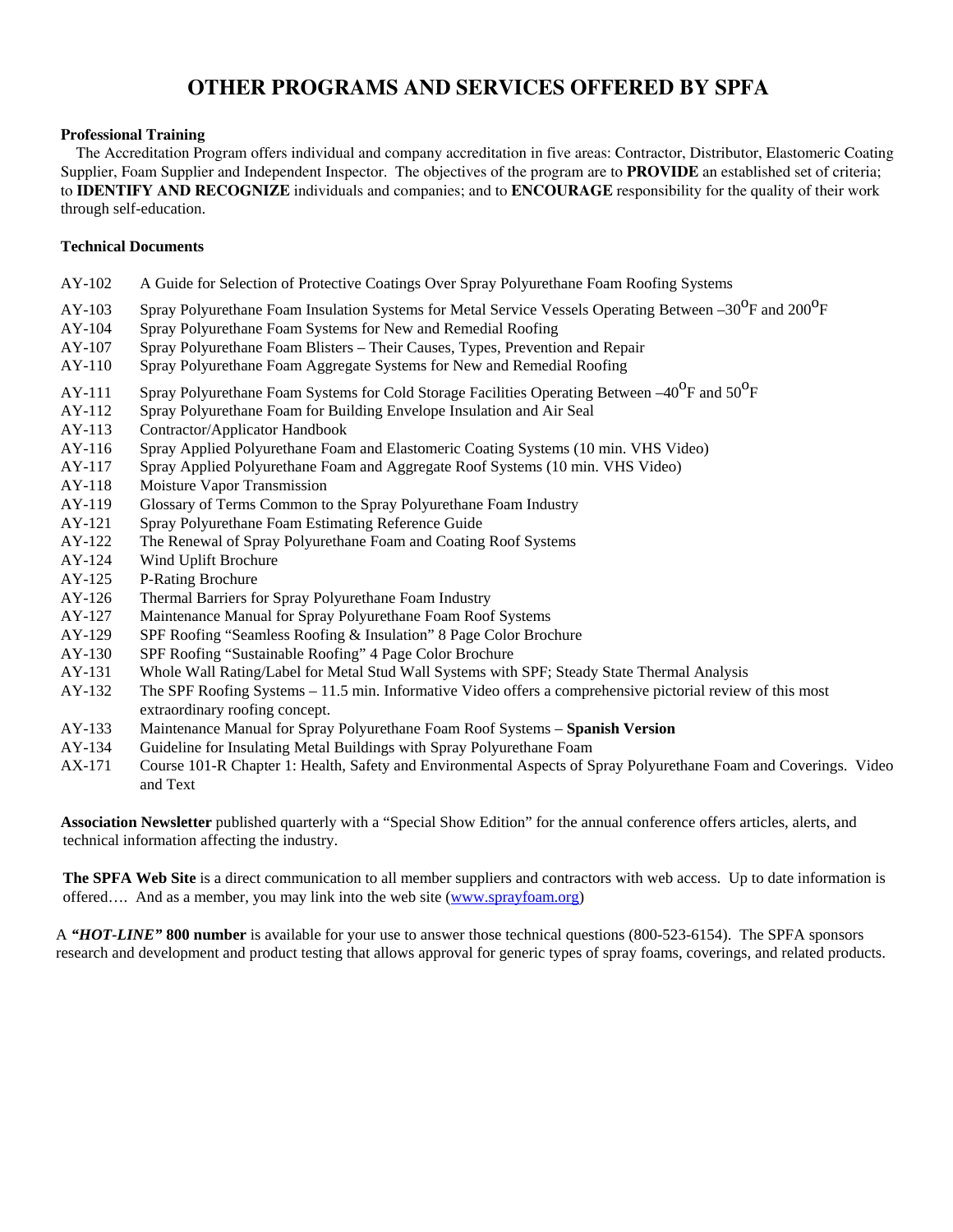# OTHER PROGRAMS AND SERVICES OFFERED BY SPFA

**Professional Training**

The Accreditation Program offers individual and company accreditation in five areas: Contractor, Distributor, Elastomeric Coating Supplier, Foam Supplier and Independent Inspector. The objectives of the program are to **PROVIDE** an established set of criteria; to **IDENTIFY AND RECOGNIZE** individuals and companies; and to **ENCOURAGE** responsibility for the quality of their work through self-education.

**Technical Documents**

| | |
|---|---|
| AY-102 | A Guide for Selection of Protective Coatings Over Spray Polyurethane Foam Roofing Systems |
| AY-103 | Spray Polyurethane Foam Insulation Systems for Metal Service Vessels Operating Between –30$^{O}$F and 200$^{O}$F |
| AY-104 | Spray Polyurethane Foam Systems for New and Remedial Roofing |
| AY-107 | Spray Polyurethane Foam Blisters – Their Causes, Types, Prevention and Repair |
| AY-110 | Spray Polyurethane Foam Aggregate Systems for New and Remedial Roofing |
| AY-111 | Spray Polyurethane Foam Systems for Cold Storage Facilities Operating Between –40$^{O}$F and 50$^{O}$F |
| AY-112 | Spray Polyurethane Foam for Building Envelope Insulation and Air Seal |
| AY-113 | Contractor/Applicator Handbook |
| AY-116 | Spray Applied Polyurethane Foam and Elastomeric Coating Systems (10 min. VHS Video) |
| AY-117 | Spray Applied Polyurethane Foam and Aggregate Roof Systems (10 min. VHS Video) |
| AY-118 | Moisture Vapor Transmission |
| AY-119 | Glossary of Terms Common to the Spray Polyurethane Foam Industry |
| AY-121 | Spray Polyurethane Foam Estimating Reference Guide |
| AY-122 | The Renewal of Spray Polyurethane Foam and Coating Roof Systems |
| AY-124 | Wind Uplift Brochure |
| AY-125 | P-Rating Brochure |
| AY-126 | Thermal Barriers for Spray Polyurethane Foam Industry |
| AY-127 | Maintenance Manual for Spray Polyurethane Foam Roof Systems |
| AY-129 | SPF Roofing "Seamless Roofing & Insulation" 8 Page Color Brochure |
| AY-130 | SPF Roofing "Sustainable Roofing" 4 Page Color Brochure |
| AY-131 | Whole Wall Rating/Label for Metal Stud Wall Systems with SPF; Steady State Thermal Analysis |
| AY-132 | The SPF Roofing Systems – 11.5 min. Informative Video offers a comprehensive pictorial review of this most extraordinary roofing concept. |
| AY-133 | Maintenance Manual for Spray Polyurethane Foam Roof Systems – **Spanish Version** |
| AY-134 | Guideline for Insulating Metal Buildings with Spray Polyurethane Foam |
| AX-171 | Course 101-R Chapter 1: Health, Safety and Environmental Aspects of Spray Polyurethane Foam and Coverings. Video and Text |

**Association Newsletter** published quarterly with a "Special Show Edition" for the annual conference offers articles, alerts, and technical information affecting the industry.

**The SPFA Web Site** is a direct communication to all member suppliers and contractors with web access. Up to date information is offered…. And as a member, you may link into the web site (www.sprayfoam.org)

A ***"HOT-LINE"*** **800 number** is available for your use to answer those technical questions (800-523-6154). The SPFA sponsors research and development and product testing that allows approval for generic types of spray foams, coverings, and related products.